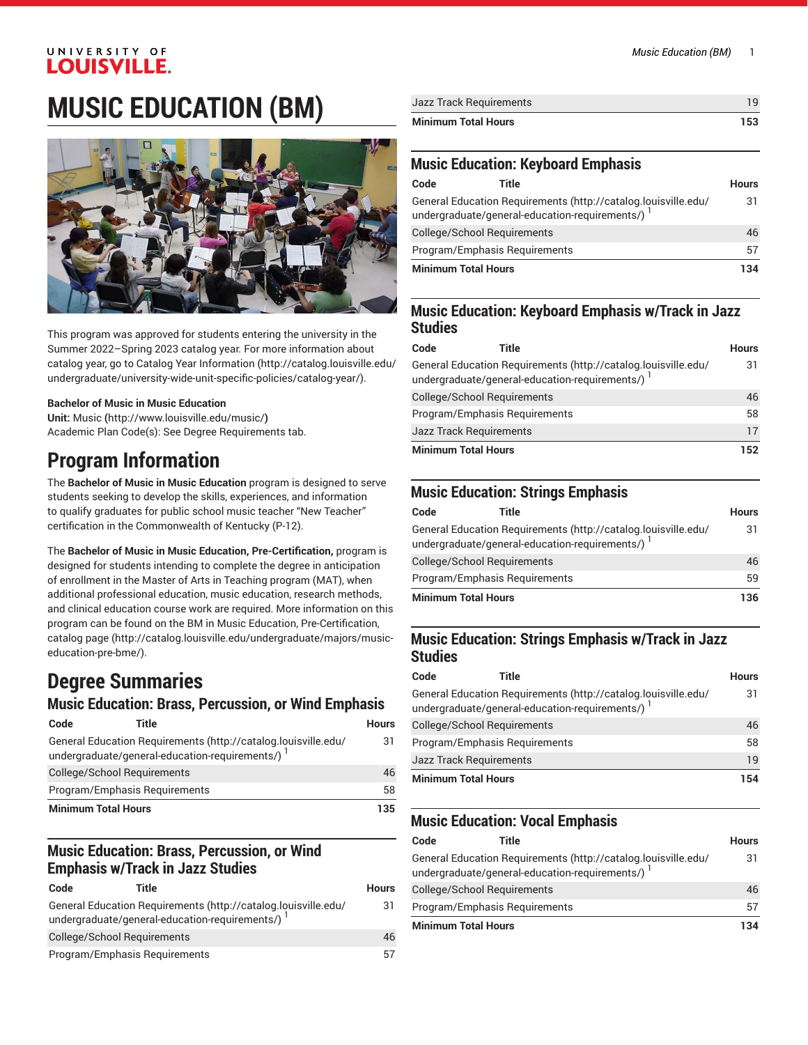# MUSIC EDUCATION (BM)

This program was approved for students entering the university in the Summer 2022–Spring 2023 catalog year. For more information about catalog year, go to Catalog Year Information (http://catalog.louisville.edu/undergraduate/university-wide-unit-specific-policies/catalog-year/).

**Bachelor of Music in Music Education**
**Unit:** Music **(**http://www.louisville.edu/music/**)**
Academic Plan Code(s): See Degree Requirements tab.

# Program Information

The **Bachelor of Music in Music Education** program is designed to serve students seeking to develop the skills, experiences, and information to qualify graduates for public school music teacher "New Teacher" certification in the Commonwealth of Kentucky (P-12).

The **Bachelor of Music in Music Education, Pre-Certification,** program is designed for students intending to complete the degree in anticipation of enrollment in the Master of Arts in Teaching program (MAT), when additional professional education, music education, research methods, and clinical education course work are required. More information on this program can be found on the BM in Music Education, Pre-Certification, catalog page (http://catalog.louisville.edu/undergraduate/majors/music-education-pre-bme/).

# Degree Summaries

## Music Education: Brass, Percussion, or Wind Emphasis

| Code | Title | Hours |
|---|---|---|
| General Education Requirements (http://catalog.louisville.edu/undergraduate/general-education-requirements/) [1] | | 31 |
| College/School Requirements | | 46 |
| Program/Emphasis Requirements | | 58 |
| **Minimum Total Hours** | | **135** |

## Music Education: Brass, Percussion, or Wind Emphasis w/Track in Jazz Studies

| Code | Title | Hours |
|---|---|---|
| General Education Requirements (http://catalog.louisville.edu/undergraduate/general-education-requirements/) [1] | | 31 |
| College/School Requirements | | 46 |
| Program/Emphasis Requirements | | 57 |
| Jazz Track Requirements | | 19 |
| **Minimum Total Hours** | | **153** |

## Music Education: Keyboard Emphasis

| Code | Title | Hours |
|---|---|---|
| General Education Requirements (http://catalog.louisville.edu/undergraduate/general-education-requirements/) [1] | | 31 |
| College/School Requirements | | 46 |
| Program/Emphasis Requirements | | 57 |
| **Minimum Total Hours** | | **134** |

## Music Education: Keyboard Emphasis w/Track in Jazz Studies

| Code | Title | Hours |
|---|---|---|
| General Education Requirements (http://catalog.louisville.edu/undergraduate/general-education-requirements/) [1] | | 31 |
| College/School Requirements | | 46 |
| Program/Emphasis Requirements | | 58 |
| Jazz Track Requirements | | 17 |
| **Minimum Total Hours** | | **152** |

## Music Education: Strings Emphasis

| Code | Title | Hours |
|---|---|---|
| General Education Requirements (http://catalog.louisville.edu/undergraduate/general-education-requirements/) [1] | | 31 |
| College/School Requirements | | 46 |
| Program/Emphasis Requirements | | 59 |
| **Minimum Total Hours** | | **136** |

## Music Education: Strings Emphasis w/Track in Jazz Studies

| Code | Title | Hours |
|---|---|---|
| General Education Requirements (http://catalog.louisville.edu/undergraduate/general-education-requirements/) [1] | | 31 |
| College/School Requirements | | 46 |
| Program/Emphasis Requirements | | 58 |
| Jazz Track Requirements | | 19 |
| **Minimum Total Hours** | | **154** |

## Music Education: Vocal Emphasis

| Code | Title | Hours |
|---|---|---|
| General Education Requirements (http://catalog.louisville.edu/undergraduate/general-education-requirements/) [1] | | 31 |
| College/School Requirements | | 46 |
| Program/Emphasis Requirements | | 57 |
| **Minimum Total Hours** | | **134** |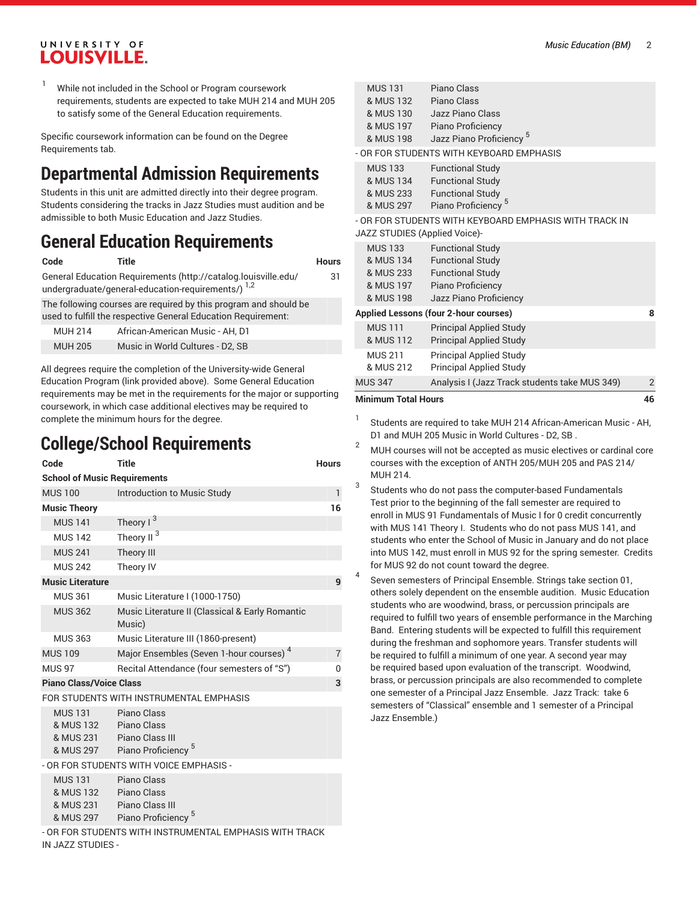1. While not included in the School or Program coursework requirements, students are expected to take MUH 214 and MUH 205 to satisfy some of the General Education requirements.

Specific coursework information can be found on the Degree Requirements tab.

# Departmental Admission Requirements

Students in this unit are admitted directly into their degree program. Students considering the tracks in Jazz Studies must audition and be admissible to both Music Education and Jazz Studies.

# General Education Requirements

| Code | Title | Hours |
|---|---|---|
| General Education Requirements (http://catalog.louisville.edu/undergraduate/general-education-requirements/) [1,2] | | 31 |
| The following courses are required by this program and should be used to fulfill the respective General Education Requirement: | | |
| MUH 214 | African-American Music - AH, D1 | |
| MUH 205 | Music in World Cultures - D2, SB | |

All degrees require the completion of the University-wide General Education Program (link provided above). Some General Education requirements may be met in the requirements for the major or supporting coursework, in which case additional electives may be required to complete the minimum hours for the degree.

# College/School Requirements

| Code | Title | Hours |
|---|---|---|
| **School of Music Requirements** | | |
| MUS 100 | Introduction to Music Study | 1 |
| **Music Theory** | | **16** |
| MUS 141 | Theory I [3] | |
| MUS 142 | Theory II [3] | |
| MUS 241 | Theory III | |
| MUS 242 | Theory IV | |
| **Music Literature** | | **9** |
| MUS 361 | Music Literature I (1000-1750) | |
| MUS 362 | Music Literature II (Classical & Early Romantic Music) | |
| MUS 363 | Music Literature III (1860-present) | |
| MUS 109 | Major Ensembles (Seven 1-hour courses) [4] | 7 |
| MUS 97 | Recital Attendance (four semesters of "S") | 0 |
| **Piano Class/Voice Class** | | **3** |
| FOR STUDENTS WITH INSTRUMENTAL EMPHASIS | | |
| MUS 131<br>& MUS 132<br>& MUS 231<br>& MUS 297 | Piano Class<br>Piano Class<br>Piano Class III<br>Piano Proficiency [5] | |
| - OR FOR STUDENTS WITH VOICE EMPHASIS - | | |
| MUS 131<br>& MUS 132<br>& MUS 231<br>& MUS 297 | Piano Class<br>Piano Class<br>Piano Class III<br>Piano Proficiency [5] | |
| - OR FOR STUDENTS WITH INSTRUMENTAL EMPHASIS WITH TRACK IN JAZZ STUDIES - | | |
| MUS 131<br>& MUS 132<br>& MUS 130<br>& MUS 197<br>& MUS 198 | Piano Class<br>Piano Class<br>Jazz Piano Class<br>Piano Proficiency<br>Jazz Piano Proficiency [5] | |
| - OR FOR STUDENTS WITH KEYBOARD EMPHASIS | | |
| MUS 133<br>& MUS 134<br>& MUS 233<br>& MUS 297 | Functional Study<br>Functional Study<br>Functional Study<br>Piano Proficiency [5] | |
| - OR FOR STUDENTS WITH KEYBOARD EMPHASIS WITH TRACK IN JAZZ STUDIES (Applied Voice)- | | |
| MUS 133<br>& MUS 134<br>& MUS 233<br>& MUS 197<br>& MUS 198 | Functional Study<br>Functional Study<br>Functional Study<br>Piano Proficiency<br>Jazz Piano Proficiency | |
| **Applied Lessons (four 2-hour courses)** | | **8** |
| MUS 111<br>& MUS 112 | Principal Applied Study<br>Principal Applied Study | |
| MUS 211<br>& MUS 212 | Principal Applied Study<br>Principal Applied Study | |
| MUS 347 | Analysis I (Jazz Track students take MUS 349) | 2 |
| **Minimum Total Hours** | | **46** |

1. Students are required to take MUH 214 African-American Music - AH, D1 and MUH 205 Music in World Cultures - D2, SB .
2. MUH courses will not be accepted as music electives or cardinal core courses with the exception of ANTH 205/MUH 205 and PAS 214/MUH 214.
3. Students who do not pass the computer-based Fundamentals Test prior to the beginning of the fall semester are required to enroll in MUS 91 Fundamentals of Music I for 0 credit concurrently with MUS 141 Theory I. Students who do not pass MUS 141, and students who enter the School of Music in January and do not place into MUS 142, must enroll in MUS 92 for the spring semester. Credits for MUS 92 do not count toward the degree.
4. Seven semesters of Principal Ensemble. Strings take section 01, others solely dependent on the ensemble audition. Music Education students who are woodwind, brass, or percussion principals are required to fulfill two years of ensemble performance in the Marching Band. Entering students will be expected to fulfill this requirement during the freshman and sophomore years. Transfer students will be required to fulfill a minimum of one year. A second year may be required based upon evaluation of the transcript. Woodwind, brass, or percussion principals are also recommended to complete one semester of a Principal Jazz Ensemble. Jazz Track: take 6 semesters of "Classical" ensemble and 1 semester of a Principal Jazz Ensemble.)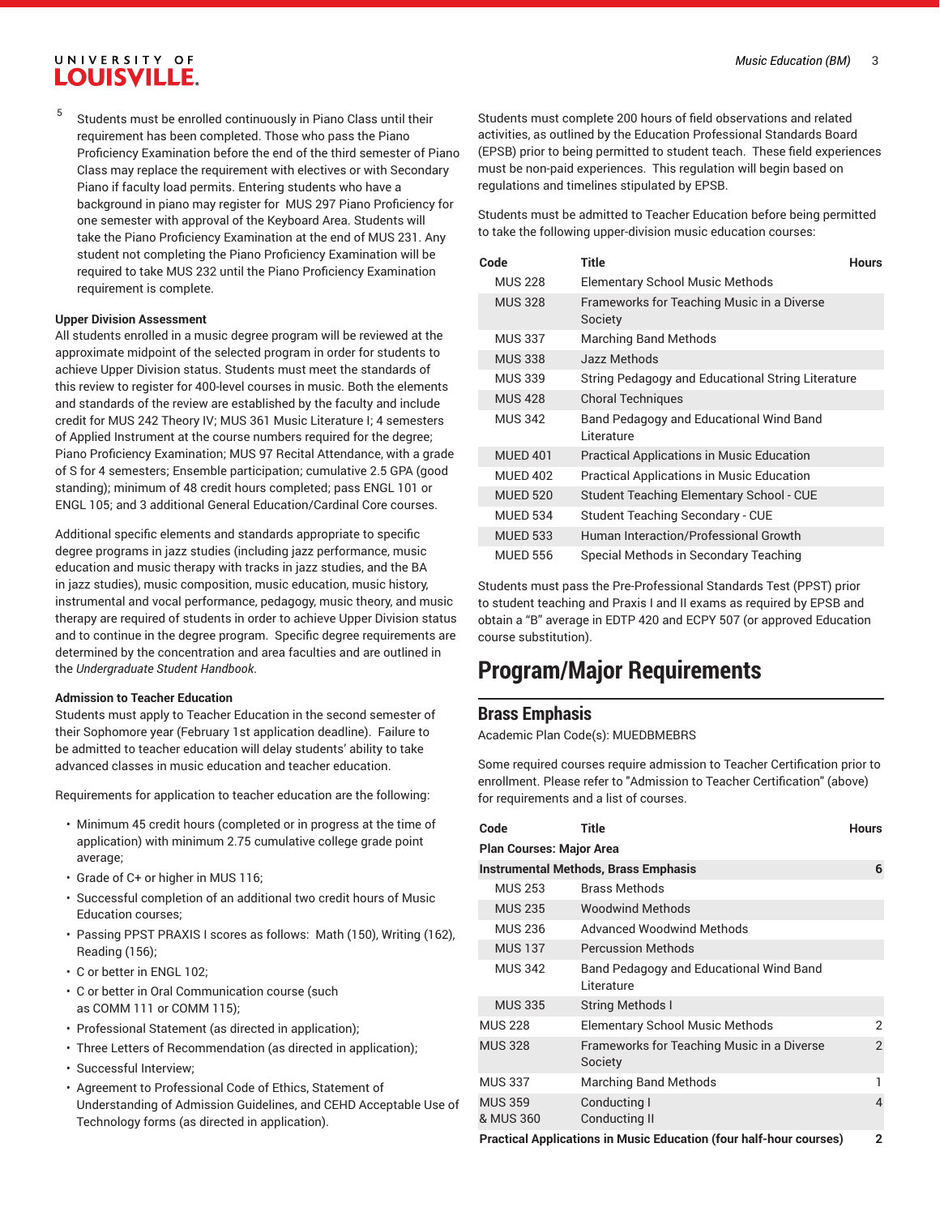5 Students must be enrolled continuously in Piano Class until their requirement has been completed. Those who pass the Piano Proficiency Examination before the end of the third semester of Piano Class may replace the requirement with electives or with Secondary Piano if faculty load permits. Entering students who have a background in piano may register for MUS 297 Piano Proficiency for one semester with approval of the Keyboard Area. Students will take the Piano Proficiency Examination at the end of MUS 231. Any student not completing the Piano Proficiency Examination will be required to take MUS 232 until the Piano Proficiency Examination requirement is complete.

**Upper Division Assessment**

All students enrolled in a music degree program will be reviewed at the approximate midpoint of the selected program in order for students to achieve Upper Division status. Students must meet the standards of this review to register for 400-level courses in music. Both the elements and standards of the review are established by the faculty and include credit for MUS 242 Theory IV; MUS 361 Music Literature I; 4 semesters of Applied Instrument at the course numbers required for the degree; Piano Proficiency Examination; MUS 97 Recital Attendance, with a grade of S for 4 semesters; Ensemble participation; cumulative 2.5 GPA (good standing); minimum of 48 credit hours completed; pass ENGL 101 or ENGL 105; and 3 additional General Education/Cardinal Core courses.

Additional specific elements and standards appropriate to specific degree programs in jazz studies (including jazz performance, music education and music therapy with tracks in jazz studies, and the BA in jazz studies), music composition, music education, music history, instrumental and vocal performance, pedagogy, music theory, and music therapy are required of students in order to achieve Upper Division status and to continue in the degree program. Specific degree requirements are determined by the concentration and area faculties and are outlined in the *Undergraduate Student Handbook*.

**Admission to Teacher Education**

Students must apply to Teacher Education in the second semester of their Sophomore year (February 1st application deadline). Failure to be admitted to teacher education will delay students' ability to take advanced classes in music education and teacher education.

Requirements for application to teacher education are the following:

- Minimum 45 credit hours (completed or in progress at the time of application) with minimum 2.75 cumulative college grade point average;
- Grade of C+ or higher in MUS 116;
- Successful completion of an additional two credit hours of Music Education courses;
- Passing PPST PRAXIS I scores as follows: Math (150), Writing (162), Reading (156);
- C or better in ENGL 102;
- C or better in Oral Communication course (such as COMM 111 or COMM 115);
- Professional Statement (as directed in application);
- Three Letters of Recommendation (as directed in application);
- Successful Interview;
- Agreement to Professional Code of Ethics, Statement of Understanding of Admission Guidelines, and CEHD Acceptable Use of Technology forms (as directed in application).

Students must complete 200 hours of field observations and related activities, as outlined by the Education Professional Standards Board (EPSB) prior to being permitted to student teach. These field experiences must be non-paid experiences. This regulation will begin based on regulations and timelines stipulated by EPSB.

Students must be admitted to Teacher Education before being permitted to take the following upper-division music education courses:

| Code | Title | Hours |
|---|---|---|
| MUS 228 | Elementary School Music Methods | |
| MUS 328 | Frameworks for Teaching Music in a Diverse Society | |
| MUS 337 | Marching Band Methods | |
| MUS 338 | Jazz Methods | |
| MUS 339 | String Pedagogy and Educational String Literature | |
| MUS 428 | Choral Techniques | |
| MUS 342 | Band Pedagogy and Educational Wind Band Literature | |
| MUED 401 | Practical Applications in Music Education | |
| MUED 402 | Practical Applications in Music Education | |
| MUED 520 | Student Teaching Elementary School - CUE | |
| MUED 534 | Student Teaching Secondary - CUE | |
| MUED 533 | Human Interaction/Professional Growth | |
| MUED 556 | Special Methods in Secondary Teaching | |

Students must pass the Pre-Professional Standards Test (PPST) prior to student teaching and Praxis I and II exams as required by EPSB and obtain a "B" average in EDTP 420 and ECPY 507 (or approved Education course substitution).

# Program/Major Requirements

## Brass Emphasis

Academic Plan Code(s): MUEDBMEBRS

Some required courses require admission to Teacher Certification prior to enrollment. Please refer to "Admission to Teacher Certification" (above) for requirements and a list of courses.

| Code | Title | Hours |
|---|---|---|
| **Plan Courses: Major Area** | | |
| **Instrumental Methods, Brass Emphasis** | | **6** |
| MUS 253 | Brass Methods | |
| MUS 235 | Woodwind Methods | |
| MUS 236 | Advanced Woodwind Methods | |
| MUS 137 | Percussion Methods | |
| MUS 342 | Band Pedagogy and Educational Wind Band Literature | |
| MUS 335 | String Methods I | |
| MUS 228 | Elementary School Music Methods | 2 |
| MUS 328 | Frameworks for Teaching Music in a Diverse Society | 2 |
| MUS 337 | Marching Band Methods | 1 |
| MUS 359 & MUS 360 | Conducting I and Conducting II | 4 |
| **Practical Applications in Music Education (four half-hour courses)** | | **2** |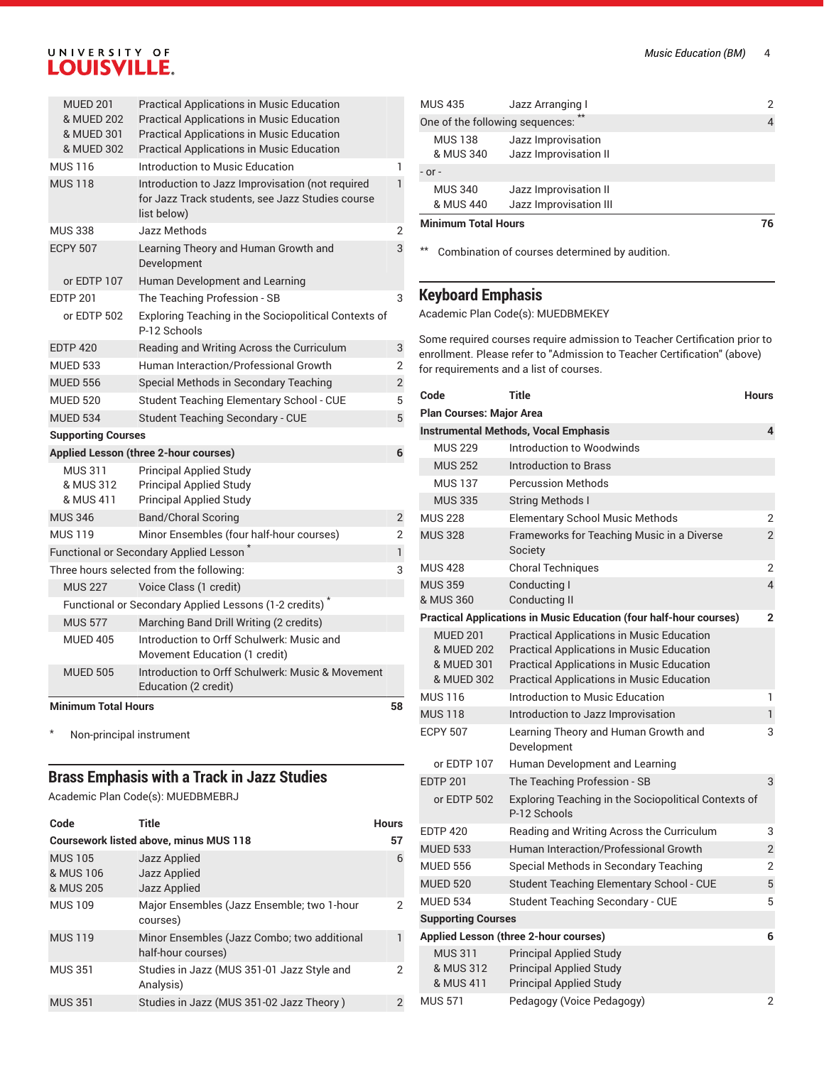| Code | Title | Hours |
|---|---|---|
| MUED 201<br>& MUED 202<br>& MUED 301<br>& MUED 302 | Practical Applications in Music Education<br>Practical Applications in Music Education<br>Practical Applications in Music Education<br>Practical Applications in Music Education | |
| MUS 116 | Introduction to Music Education | 1 |
| MUS 118 | Introduction to Jazz Improvisation (not required for Jazz Track students, see Jazz Studies course list below) | 1 |
| MUS 338 | Jazz Methods | 2 |
| ECPY 507 | Learning Theory and Human Growth and Development | 3 |
| or EDTP 107 | Human Development and Learning | |
| EDTP 201 | The Teaching Profession - SB | 3 |
| or EDTP 502 | Exploring Teaching in the Sociopolitical Contexts of P-12 Schools | |
| EDTP 420 | Reading and Writing Across the Curriculum | 3 |
| MUED 533 | Human Interaction/Professional Growth | 2 |
| MUED 556 | Special Methods in Secondary Teaching | 2 |
| MUED 520 | Student Teaching Elementary School - CUE | 5 |
| MUED 534 | Student Teaching Secondary - CUE | 5 |
| **Supporting Courses** | | |
| **Applied Lesson (three 2-hour courses)** | | **6** |
| MUS 311<br>& MUS 312<br>& MUS 411 | Principal Applied Study<br>Principal Applied Study<br>Principal Applied Study | |
| MUS 346 | Band/Choral Scoring | 2 |
| MUS 119 | Minor Ensembles (four half-hour courses) | 2 |
| Functional or Secondary Applied Lesson * | | 1 |
| Three hours selected from the following: | | 3 |
| MUS 227 | Voice Class (1 credit) | |
| Functional or Secondary Applied Lessons (1-2 credits) * | | |
| MUS 577 | Marching Band Drill Writing (2 credits) | |
| MUED 405 | Introduction to Orff Schulwerk: Music and Movement Education (1 credit) | |
| MUED 505 | Introduction to Orff Schulwerk: Music & Movement Education (2 credit) | |
| **Minimum Total Hours** | | **58** |

\* Non-principal instrument

## Brass Emphasis with a Track in Jazz Studies

Academic Plan Code(s): MUEDBMEBRJ

| Code | Title | Hours |
|---|---|---|
| **Coursework listed above, minus MUS 118** | | **57** |
| MUS 105<br>& MUS 106<br>& MUS 205 | Jazz Applied<br>Jazz Applied<br>Jazz Applied | 6 |
| MUS 109 | Major Ensembles (Jazz Ensemble; two 1-hour courses) | 2 |
| MUS 119 | Minor Ensembles (Jazz Combo; two additional half-hour courses) | 1 |
| MUS 351 | Studies in Jazz (MUS 351-01 Jazz Style and Analysis) | 2 |
| MUS 351 | Studies in Jazz (MUS 351-02 Jazz Theory ) | 2 |
| MUS 435 | Jazz Arranging I | 2 |
| One of the following sequences: ** | | 4 |
| MUS 138<br>& MUS 340 | Jazz Improvisation<br>Jazz Improvisation II | |
| - or - | | |
| MUS 340<br>& MUS 440 | Jazz Improvisation II<br>Jazz Improvisation III | |
| **Minimum Total Hours** | | **76** |

\*\* Combination of courses determined by audition.

## Keyboard Emphasis

Academic Plan Code(s): MUEDBMEKEY

Some required courses require admission to Teacher Certification prior to enrollment. Please refer to "Admission to Teacher Certification" (above) for requirements and a list of courses.

| Code | Title | Hours |
|---|---|---|
| **Plan Courses: Major Area** | | |
| **Instrumental Methods, Vocal Emphasis** | | **4** |
| MUS 229 | Introduction to Woodwinds | |
| MUS 252 | Introduction to Brass | |
| MUS 137 | Percussion Methods | |
| MUS 335 | String Methods I | |
| MUS 228 | Elementary School Music Methods | 2 |
| MUS 328 | Frameworks for Teaching Music in a Diverse Society | 2 |
| MUS 428 | Choral Techniques | 2 |
| MUS 359<br>& MUS 360 | Conducting I<br>Conducting II | 4 |
| **Practical Applications in Music Education (four half-hour courses)** | | **2** |
| MUED 201<br>& MUED 202<br>& MUED 301<br>& MUED 302 | Practical Applications in Music Education<br>Practical Applications in Music Education<br>Practical Applications in Music Education<br>Practical Applications in Music Education | |
| MUS 116 | Introduction to Music Education | 1 |
| MUS 118 | Introduction to Jazz Improvisation | 1 |
| ECPY 507 | Learning Theory and Human Growth and Development | 3 |
| or EDTP 107 | Human Development and Learning | |
| EDTP 201 | The Teaching Profession - SB | 3 |
| or EDTP 502 | Exploring Teaching in the Sociopolitical Contexts of P-12 Schools | |
| EDTP 420 | Reading and Writing Across the Curriculum | 3 |
| MUED 533 | Human Interaction/Professional Growth | 2 |
| MUED 556 | Special Methods in Secondary Teaching | 2 |
| MUED 520 | Student Teaching Elementary School - CUE | 5 |
| MUED 534 | Student Teaching Secondary - CUE | 5 |
| **Supporting Courses** | | |
| **Applied Lesson (three 2-hour courses)** | | **6** |
| MUS 311<br>& MUS 312<br>& MUS 411 | Principal Applied Study<br>Principal Applied Study<br>Principal Applied Study | |
| MUS 571 | Pedagogy (Voice Pedagogy) | 2 |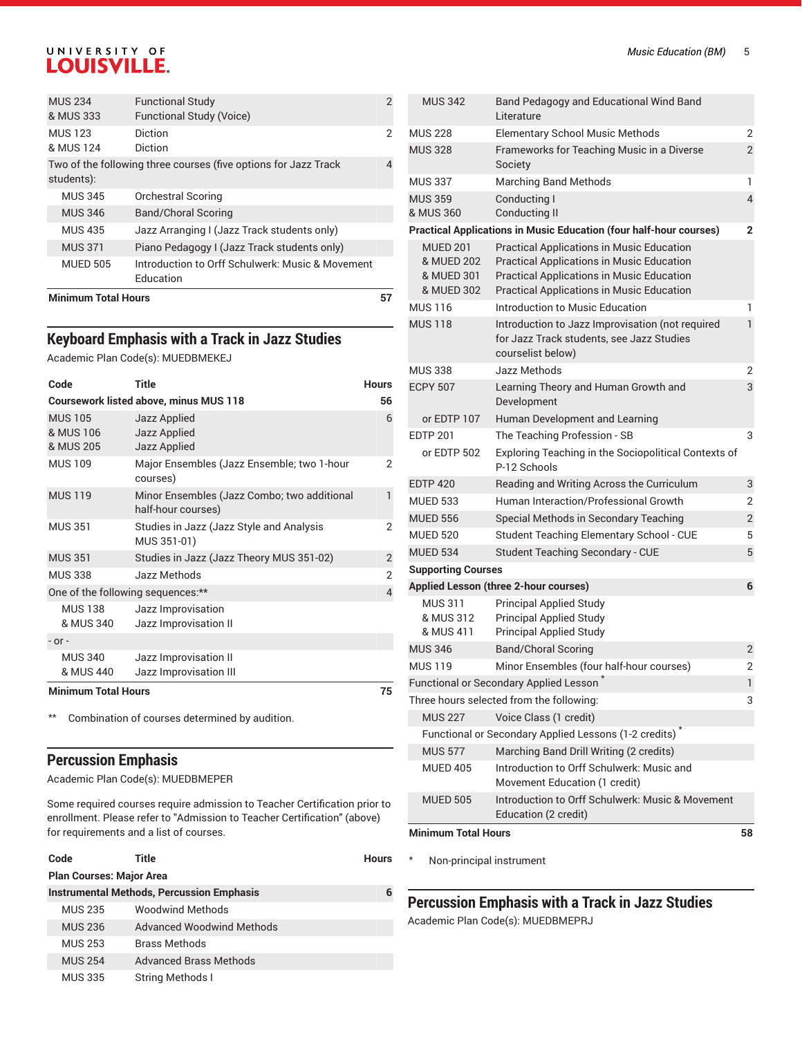| | | |
|---|---|---|
| MUS 234 & MUS 333 | Functional Study Functional Study (Voice) | 2 |
| MUS 123 & MUS 124 | Diction Diction | 2 |
| Two of the following three courses (five options for Jazz Track students): | | 4 |
| MUS 345 | Orchestral Scoring | |
| MUS 346 | Band/Choral Scoring | |
| MUS 435 | Jazz Arranging I (Jazz Track students only) | |
| MUS 371 | Piano Pedagogy I (Jazz Track students only) | |
| MUED 505 | Introduction to Orff Schulwerk: Music & Movement Education | |
| **Minimum Total Hours** | | **57** |

## Keyboard Emphasis with a Track in Jazz Studies

Academic Plan Code(s): MUEDBMEKEJ

| Code | Title | Hours |
|---|---|---|
| **Coursework listed above, minus MUS 118** | | **56** |
| MUS 105 & MUS 106 & MUS 205 | Jazz Applied Jazz Applied Jazz Applied | 6 |
| MUS 109 | Major Ensembles (Jazz Ensemble; two 1-hour courses) | 2 |
| MUS 119 | Minor Ensembles (Jazz Combo; two additional half-hour courses) | 1 |
| MUS 351 | Studies in Jazz (Jazz Style and Analysis MUS 351-01) | 2 |
| MUS 351 | Studies in Jazz (Jazz Theory MUS 351-02) | 2 |
| MUS 338 | Jazz Methods | 2 |
| One of the following sequences:** | | 4 |
| MUS 138 & MUS 340 | Jazz Improvisation Jazz Improvisation II | |
| - or - | | |
| MUS 340 & MUS 440 | Jazz Improvisation II Jazz Improvisation III | |
| **Minimum Total Hours** | | **75** |

** Combination of courses determined by audition.

## Percussion Emphasis

Academic Plan Code(s): MUEDBMEPER

Some required courses require admission to Teacher Certification prior to enrollment. Please refer to "Admission to Teacher Certification" (above) for requirements and a list of courses.

| Code | Title | Hours |
|---|---|---|
| **Plan Courses: Major Area** | | |
| **Instrumental Methods, Percussion Emphasis** | | **6** |
| MUS 235 | Woodwind Methods | |
| MUS 236 | Advanced Woodwind Methods | |
| MUS 253 | Brass Methods | |
| MUS 254 | Advanced Brass Methods | |
| MUS 335 | String Methods I | |
| MUS 342 | Band Pedagogy and Educational Wind Band Literature | |
| MUS 228 | Elementary School Music Methods | 2 |
| MUS 328 | Frameworks for Teaching Music in a Diverse Society | 2 |
| MUS 337 | Marching Band Methods | 1 |
| MUS 359 & MUS 360 | Conducting I Conducting II | 4 |
| **Practical Applications in Music Education (four half-hour courses)** | | **2** |
| MUED 201 & MUED 202 & MUED 301 & MUED 302 | Practical Applications in Music Education Practical Applications in Music Education Practical Applications in Music Education Practical Applications in Music Education | |
| MUS 116 | Introduction to Music Education | 1 |
| MUS 118 | Introduction to Jazz Improvisation (not required for Jazz Track students, see Jazz Studies courselist below) | 1 |
| MUS 338 | Jazz Methods | 2 |
| ECPY 507 | Learning Theory and Human Growth and Development | 3 |
| or EDTP 107 | Human Development and Learning | |
| EDTP 201 | The Teaching Profession - SB | 3 |
| or EDTP 502 | Exploring Teaching in the Sociopolitical Contexts of P-12 Schools | |
| EDTP 420 | Reading and Writing Across the Curriculum | 3 |
| MUED 533 | Human Interaction/Professional Growth | 2 |
| MUED 556 | Special Methods in Secondary Teaching | 2 |
| MUED 520 | Student Teaching Elementary School - CUE | 5 |
| MUED 534 | Student Teaching Secondary - CUE | 5 |
| **Supporting Courses** | | |
| **Applied Lesson (three 2-hour courses)** | | **6** |
| MUS 311 & MUS 312 & MUS 411 | Principal Applied Study Principal Applied Study Principal Applied Study | |
| MUS 346 | Band/Choral Scoring | 2 |
| MUS 119 | Minor Ensembles (four half-hour courses) | 2 |
| Functional or Secondary Applied Lesson * | | 1 |
| Three hours selected from the following: | | 3 |
| MUS 227 | Voice Class (1 credit) | |
| Functional or Secondary Applied Lessons (1-2 credits) * | | |
| MUS 577 | Marching Band Drill Writing (2 credits) | |
| MUED 405 | Introduction to Orff Schulwerk: Music and Movement Education (1 credit) | |
| MUED 505 | Introduction to Orff Schulwerk: Music & Movement Education (2 credit) | |
| **Minimum Total Hours** | | **58** |

\* Non-principal instrument

## Percussion Emphasis with a Track in Jazz Studies

Academic Plan Code(s): MUEDBMEPRJ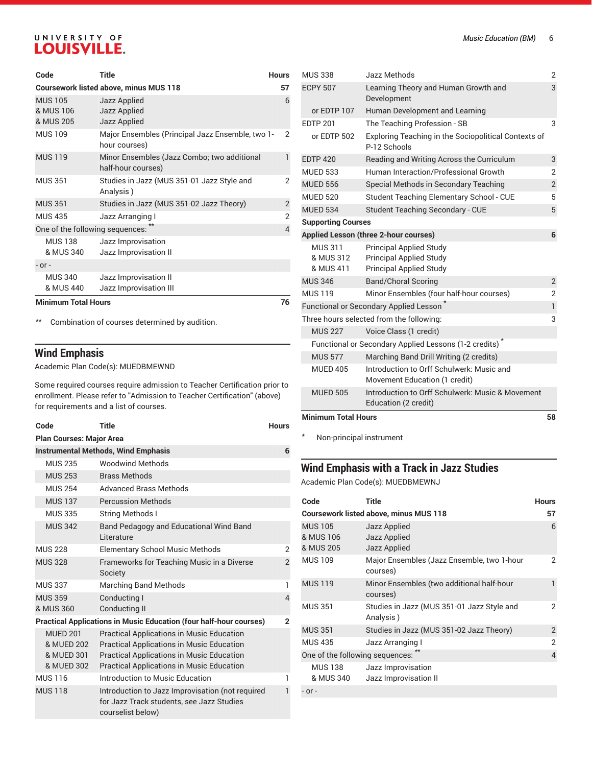| Code | Title | Hours |
|---|---|---|
| **Coursework listed above, minus MUS 118** | | **57** |
| MUS 105<br>& MUS 106<br>& MUS 205 | Jazz Applied<br>Jazz Applied<br>Jazz Applied | 6 |
| MUS 109 | Major Ensembles (Principal Jazz Ensemble, two 1-hour courses) | 2 |
| MUS 119 | Minor Ensembles (Jazz Combo; two additional half-hour courses) | 1 |
| MUS 351 | Studies in Jazz (MUS 351-01 Jazz Style and Analysis ) | 2 |
| MUS 351 | Studies in Jazz (MUS 351-02 Jazz Theory) | 2 |
| MUS 435 | Jazz Arranging I | 2 |
| One of the following sequences: ** | | 4 |
| MUS 138<br>& MUS 340 | Jazz Improvisation<br>Jazz Improvisation II | |
| - or - | | |
| MUS 340<br>& MUS 440 | Jazz Improvisation II<br>Jazz Improvisation III | |
| **Minimum Total Hours** | | **76** |

** Combination of courses determined by audition.

## Wind Emphasis

Academic Plan Code(s): MUEDBMEWND

Some required courses require admission to Teacher Certification prior to enrollment. Please refer to "Admission to Teacher Certification" (above) for requirements and a list of courses.

| Code | Title | Hours |
|---|---|---|
| **Plan Courses: Major Area** | | |
| **Instrumental Methods, Wind Emphasis** | | **6** |
| MUS 235 | Woodwind Methods | |
| MUS 253 | Brass Methods | |
| MUS 254 | Advanced Brass Methods | |
| MUS 137 | Percussion Methods | |
| MUS 335 | String Methods I | |
| MUS 342 | Band Pedagogy and Educational Wind Band Literature | |
| MUS 228 | Elementary School Music Methods | 2 |
| MUS 328 | Frameworks for Teaching Music in a Diverse Society | 2 |
| MUS 337 | Marching Band Methods | 1 |
| MUS 359<br>& MUS 360 | Conducting I<br>Conducting II | 4 |
| **Practical Applications in Music Education (four half-hour courses)** | | **2** |
| MUED 201<br>& MUED 202<br>& MUED 301<br>& MUED 302 | Practical Applications in Music Education<br>Practical Applications in Music Education<br>Practical Applications in Music Education<br>Practical Applications in Music Education | |
| MUS 116 | Introduction to Music Education | 1 |
| MUS 118 | Introduction to Jazz Improvisation (not required for Jazz Track students, see Jazz Studies courselist below) | 1 |
| MUS 338 | Jazz Methods | 2 |
| ECPY 507 | Learning Theory and Human Growth and Development | 3 |
| or EDTP 107 | Human Development and Learning | |
| EDTP 201 | The Teaching Profession - SB | 3 |
| or EDTP 502 | Exploring Teaching in the Sociopolitical Contexts of P-12 Schools | |
| EDTP 420 | Reading and Writing Across the Curriculum | 3 |
| MUED 533 | Human Interaction/Professional Growth | 2 |
| MUED 556 | Special Methods in Secondary Teaching | 2 |
| MUED 520 | Student Teaching Elementary School - CUE | 5 |
| MUED 534 | Student Teaching Secondary - CUE | 5 |
| **Supporting Courses** | | |
| **Applied Lesson (three 2-hour courses)** | | **6** |
| MUS 311<br>& MUS 312<br>& MUS 411 | Principal Applied Study<br>Principal Applied Study<br>Principal Applied Study | |
| MUS 346 | Band/Choral Scoring | 2 |
| MUS 119 | Minor Ensembles (four half-hour courses) | 2 |
| Functional or Secondary Applied Lesson * | | 1 |
| Three hours selected from the following: | | 3 |
| MUS 227 | Voice Class (1 credit) | |
| Functional or Secondary Applied Lessons (1-2 credits) * | | |
| MUS 577 | Marching Band Drill Writing (2 credits) | |
| MUED 405 | Introduction to Orff Schulwerk: Music and Movement Education (1 credit) | |
| MUED 505 | Introduction to Orff Schulwerk: Music & Movement Education (2 credit) | |
| **Minimum Total Hours** | | **58** |

* Non-principal instrument

## Wind Emphasis with a Track in Jazz Studies

Academic Plan Code(s): MUEDBMEWNJ

| Code | Title | Hours |
|---|---|---|
| **Coursework listed above, minus MUS 118** | | **57** |
| MUS 105<br>& MUS 106<br>& MUS 205 | Jazz Applied<br>Jazz Applied<br>Jazz Applied | 6 |
| MUS 109 | Major Ensembles (Jazz Ensemble, two 1-hour courses) | 2 |
| MUS 119 | Minor Ensembles (two additional half-hour courses) | 1 |
| MUS 351 | Studies in Jazz (MUS 351-01 Jazz Style and Analysis ) | 2 |
| MUS 351 | Studies in Jazz (MUS 351-02 Jazz Theory) | 2 |
| MUS 435 | Jazz Arranging I | 2 |
| One of the following sequences: ** | | 4 |
| MUS 138<br>& MUS 340 | Jazz Improvisation<br>Jazz Improvisation II | |
| - or - | | |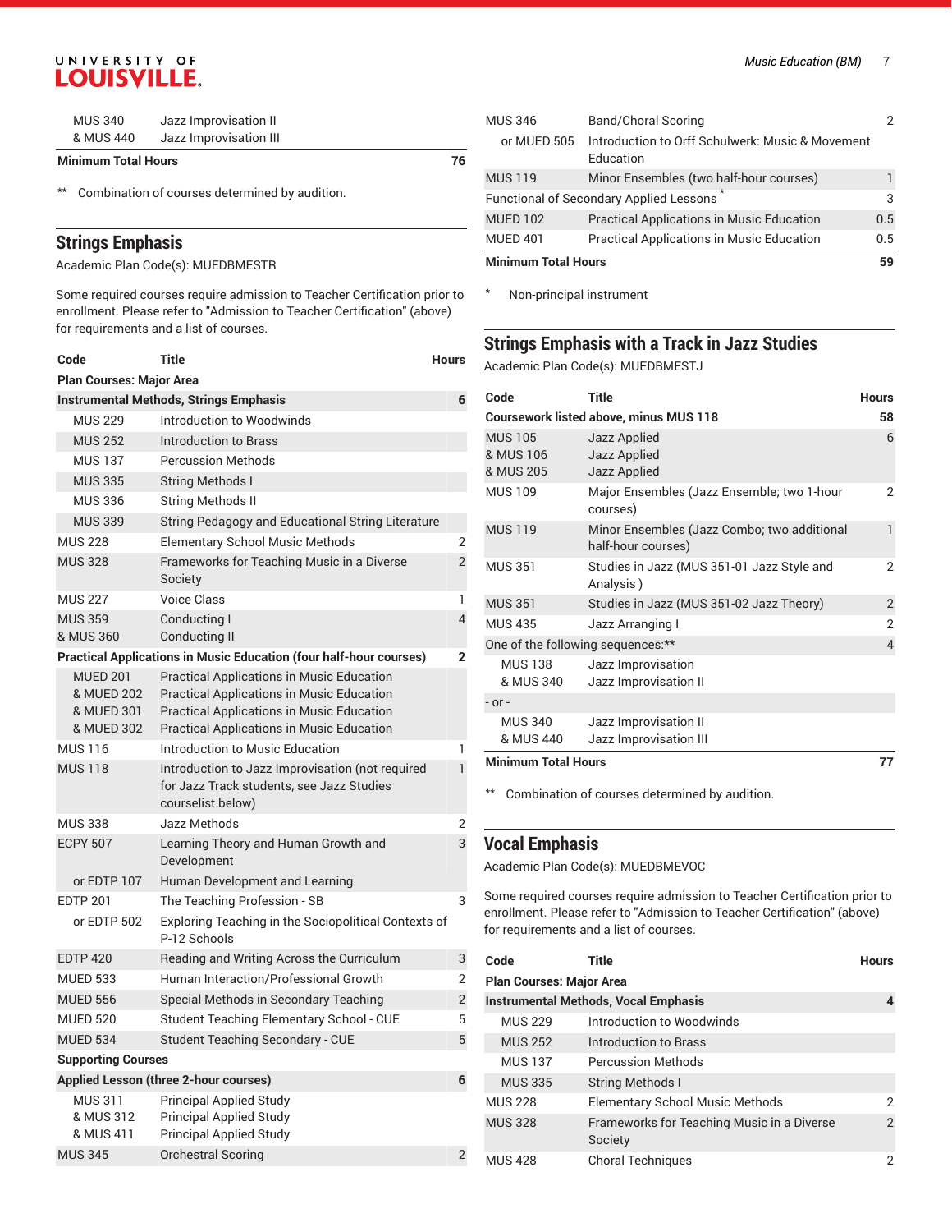| Code | Title | Hours |
|---|---|---|
| MUS 340 & MUS 440 | Jazz Improvisation II<br>Jazz Improvisation III | |
| **Minimum Total Hours** | | **76** |

** Combination of courses determined by audition.

## Strings Emphasis

Academic Plan Code(s): MUEDBMESTR

Some required courses require admission to Teacher Certification prior to enrollment. Please refer to "Admission to Teacher Certification" (above) for requirements and a list of courses.

| Code | Title | Hours |
|---|---|---|
| **Plan Courses: Major Area** | | |
| **Instrumental Methods, Strings Emphasis** | | **6** |
| MUS 229 | Introduction to Woodwinds | |
| MUS 252 | Introduction to Brass | |
| MUS 137 | Percussion Methods | |
| MUS 335 | String Methods I | |
| MUS 336 | String Methods II | |
| MUS 339 | String Pedagogy and Educational String Literature | |
| MUS 228 | Elementary School Music Methods | 2 |
| MUS 328 | Frameworks for Teaching Music in a Diverse Society | 2 |
| MUS 227 | Voice Class | 1 |
| MUS 359 & MUS 360 | Conducting I<br>Conducting II | 4 |
| **Practical Applications in Music Education (four half-hour courses)** | | **2** |
| MUED 201 & MUED 202 & MUED 301 & MUED 302 | Practical Applications in Music Education<br>Practical Applications in Music Education<br>Practical Applications in Music Education<br>Practical Applications in Music Education | |
| MUS 116 | Introduction to Music Education | 1 |
| MUS 118 | Introduction to Jazz Improvisation (not required for Jazz Track students, see Jazz Studies courselist below) | 1 |
| MUS 338 | Jazz Methods | 2 |
| ECPY 507 | Learning Theory and Human Growth and Development | 3 |
| or EDTP 107 | Human Development and Learning | |
| EDTP 201 | The Teaching Profession - SB | 3 |
| or EDTP 502 | Exploring Teaching in the Sociopolitical Contexts of P-12 Schools | |
| EDTP 420 | Reading and Writing Across the Curriculum | 3 |
| MUED 533 | Human Interaction/Professional Growth | 2 |
| MUED 556 | Special Methods in Secondary Teaching | 2 |
| MUED 520 | Student Teaching Elementary School - CUE | 5 |
| MUED 534 | Student Teaching Secondary - CUE | 5 |
| **Supporting Courses** | | |
| **Applied Lesson (three 2-hour courses)** | | **6** |
| MUS 311 & MUS 312 & MUS 411 | Principal Applied Study<br>Principal Applied Study<br>Principal Applied Study | |
| MUS 345 | Orchestral Scoring | 2 |
| MUS 346 | Band/Choral Scoring | 2 |
| or MUED 505 | Introduction to Orff Schulwerk: Music & Movement Education | |
| MUS 119 | Minor Ensembles (two half-hour courses) | 1 |
| Functional of Secondary Applied Lessons * | | 3 |
| MUED 102 | Practical Applications in Music Education | 0.5 |
| MUED 401 | Practical Applications in Music Education | 0.5 |
| **Minimum Total Hours** | | **59** |

\* Non-principal instrument

## Strings Emphasis with a Track in Jazz Studies

Academic Plan Code(s): MUEDBMESTJ

| Code | Title | Hours |
|---|---|---|
| **Coursework listed above, minus MUS 118** | | **58** |
| MUS 105 & MUS 106 & MUS 205 | Jazz Applied<br>Jazz Applied<br>Jazz Applied | 6 |
| MUS 109 | Major Ensembles (Jazz Ensemble; two 1-hour courses) | 2 |
| MUS 119 | Minor Ensembles (Jazz Combo; two additional half-hour courses) | 1 |
| MUS 351 | Studies in Jazz (MUS 351-01 Jazz Style and Analysis ) | 2 |
| MUS 351 | Studies in Jazz (MUS 351-02 Jazz Theory) | 2 |
| MUS 435 | Jazz Arranging I | 2 |
| One of the following sequences:** | | 4 |
| MUS 138 & MUS 340 | Jazz Improvisation<br>Jazz Improvisation II | |
| - or - | | |
| MUS 340 & MUS 440 | Jazz Improvisation II<br>Jazz Improvisation III | |
| **Minimum Total Hours** | | **77** |

** Combination of courses determined by audition.

## Vocal Emphasis

Academic Plan Code(s): MUEDBMEVOC

Some required courses require admission to Teacher Certification prior to enrollment. Please refer to "Admission to Teacher Certification" (above) for requirements and a list of courses.

| Code | Title | Hours |
|---|---|---|
| **Plan Courses: Major Area** | | |
| **Instrumental Methods, Vocal Emphasis** | | **4** |
| MUS 229 | Introduction to Woodwinds | |
| MUS 252 | Introduction to Brass | |
| MUS 137 | Percussion Methods | |
| MUS 335 | String Methods I | |
| MUS 228 | Elementary School Music Methods | 2 |
| MUS 328 | Frameworks for Teaching Music in a Diverse Society | 2 |
| MUS 428 | Choral Techniques | 2 |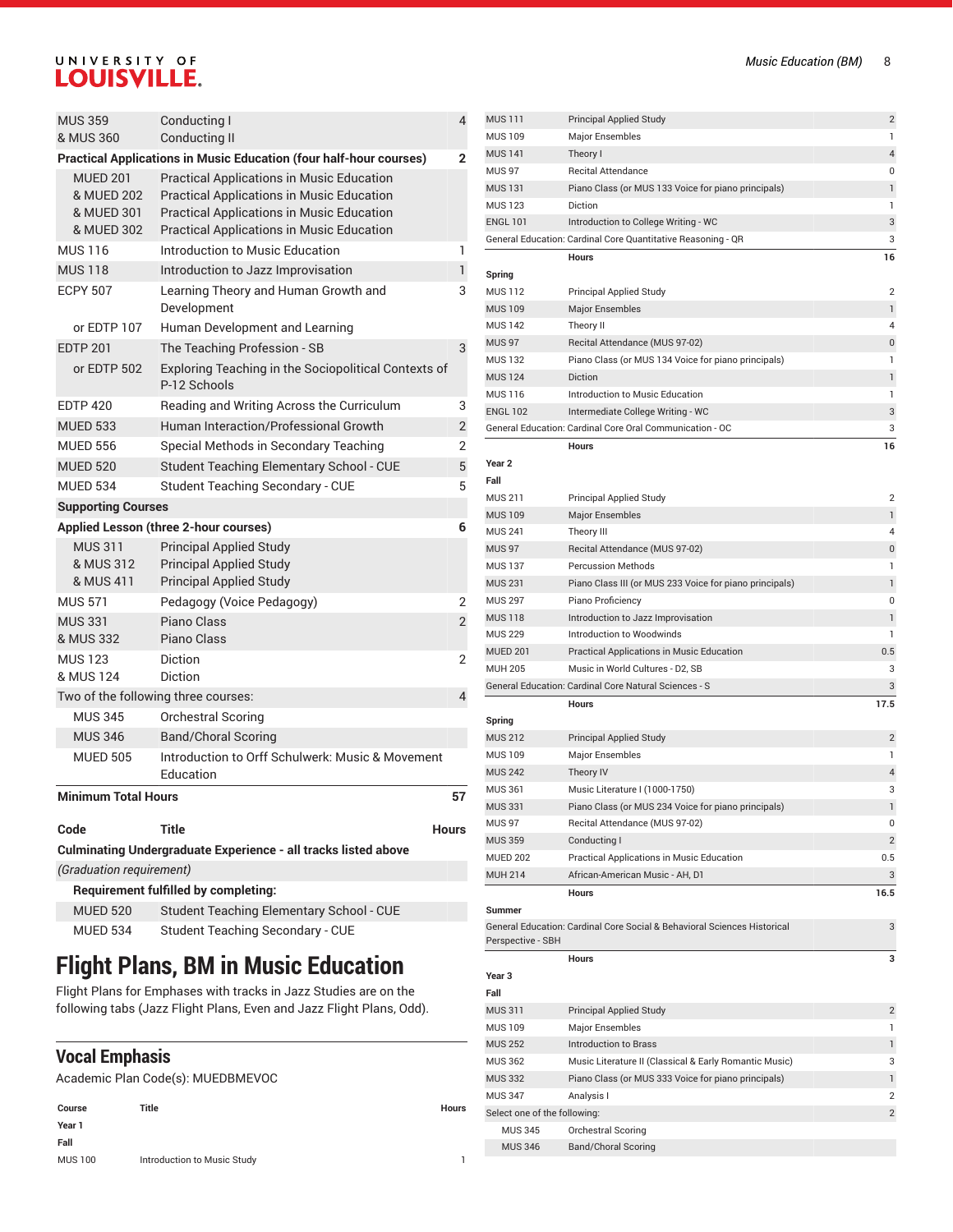| | | |
|---|---|---|
| MUS 359 & MUS 360 | Conducting I and Conducting II | 4 |
| **Practical Applications in Music Education (four half-hour courses)** | | **2** |
| MUED 201 & MUED 202 & MUED 301 & MUED 302 | Practical Applications in Music Education and Practical Applications in Music Education and Practical Applications in Music Education and Practical Applications in Music Education | |
| MUS 116 | Introduction to Music Education | 1 |
| MUS 118 | Introduction to Jazz Improvisation | 1 |
| ECPY 507 | Learning Theory and Human Growth and Development | 3 |
| or EDTP 107 | Human Development and Learning | |
| EDTP 201 | The Teaching Profession - SB | 3 |
| or EDTP 502 | Exploring Teaching in the Sociopolitical Contexts of P-12 Schools | |
| EDTP 420 | Reading and Writing Across the Curriculum | 3 |
| MUED 533 | Human Interaction/Professional Growth | 2 |
| MUED 556 | Special Methods in Secondary Teaching | 2 |
| MUED 520 | Student Teaching Elementary School - CUE | 5 |
| MUED 534 | Student Teaching Secondary - CUE | 5 |
| **Supporting Courses** | | |
| **Applied Lesson (three 2-hour courses)** | | **6** |
| MUS 311 & MUS 312 & MUS 411 | Principal Applied Study and Principal Applied Study and Principal Applied Study | |
| MUS 571 | Pedagogy (Voice Pedagogy) | 2 |
| MUS 331 & MUS 332 | Piano Class and Piano Class | 2 |
| MUS 123 & MUS 124 | Diction and Diction | 2 |
| Two of the following three courses: | | 4 |
| MUS 345 | Orchestral Scoring | |
| MUS 346 | Band/Choral Scoring | |
| MUED 505 | Introduction to Orff Schulwerk: Music & Movement Education | |
| **Minimum Total Hours** | | **57** |

| Code | Title | Hours |
|---|---|---|
| **Culminating Undergraduate Experience - all tracks listed above** | | |
| *(Graduation requirement)* | | |
| **Requirement fulfilled by completing:** | | |
| MUED 520 | Student Teaching Elementary School - CUE | |
| MUED 534 | Student Teaching Secondary - CUE | |

# Flight Plans, BM in Music Education

Flight Plans for Emphases with tracks in Jazz Studies are on the following tabs (Jazz Flight Plans, Even and Jazz Flight Plans, Odd).

## Vocal Emphasis

Academic Plan Code(s): MUEDBMEVOC

| Course | Title | Hours |
|---|---|---|
| **Year 1** | | |
| **Fall** | | |
| MUS 100 | Introduction to Music Study | 1 |
| MUS 111 | Principal Applied Study | 2 |
| MUS 109 | Major Ensembles | 1 |
| MUS 141 | Theory I | 4 |
| MUS 97 | Recital Attendance | 0 |
| MUS 131 | Piano Class (or MUS 133 Voice for piano principals) | 1 |
| MUS 123 | Diction | 1 |
| ENGL 101 | Introduction to College Writing - WC | 3 |
| General Education: Cardinal Core Quantitative Reasoning - QR | | 3 |
| | **Hours** | **16** |
| **Spring** | | |
| MUS 112 | Principal Applied Study | 2 |
| MUS 109 | Major Ensembles | 1 |
| MUS 142 | Theory II | 4 |
| MUS 97 | Recital Attendance (MUS 97-02) | 0 |
| MUS 132 | Piano Class (or MUS 134 Voice for piano principals) | 1 |
| MUS 124 | Diction | 1 |
| MUS 116 | Introduction to Music Education | 1 |
| ENGL 102 | Intermediate College Writing - WC | 3 |
| General Education: Cardinal Core Oral Communication - OC | | 3 |
| | **Hours** | **16** |
| **Year 2** | | |
| **Fall** | | |
| MUS 211 | Principal Applied Study | 2 |
| MUS 109 | Major Ensembles | 1 |
| MUS 241 | Theory III | 4 |
| MUS 97 | Recital Attendance (MUS 97-02) | 0 |
| MUS 137 | Percussion Methods | 1 |
| MUS 231 | Piano Class III (or MUS 233 Voice for piano principals) | 1 |
| MUS 297 | Piano Proficiency | 0 |
| MUS 118 | Introduction to Jazz Improvisation | 1 |
| MUS 229 | Introduction to Woodwinds | 1 |
| MUED 201 | Practical Applications in Music Education | 0.5 |
| MUH 205 | Music in World Cultures - D2, SB | 3 |
| General Education: Cardinal Core Natural Sciences - S | | 3 |
| | **Hours** | **17.5** |
| **Spring** | | |
| MUS 212 | Principal Applied Study | 2 |
| MUS 109 | Major Ensembles | 1 |
| MUS 242 | Theory IV | 4 |
| MUS 361 | Music Literature I (1000-1750) | 3 |
| MUS 331 | Piano Class (or MUS 234 Voice for piano principals) | 1 |
| MUS 97 | Recital Attendance (MUS 97-02) | 0 |
| MUS 359 | Conducting I | 2 |
| MUED 202 | Practical Applications in Music Education | 0.5 |
| MUH 214 | African-American Music - AH, D1 | 3 |
| | **Hours** | **16.5** |
| **Summer** | | |
| General Education: Cardinal Core Social & Behavioral Sciences Historical Perspective - SBH | | 3 |
| | **Hours** | **3** |
| **Year 3** | | |
| **Fall** | | |
| MUS 311 | Principal Applied Study | 2 |
| MUS 109 | Major Ensembles | 1 |
| MUS 252 | Introduction to Brass | 1 |
| MUS 362 | Music Literature II (Classical & Early Romantic Music) | 3 |
| MUS 332 | Piano Class (or MUS 333 Voice for piano principals) | 1 |
| MUS 347 | Analysis I | 2 |
| Select one of the following: | | 2 |
| MUS 345 | Orchestral Scoring | |
| MUS 346 | Band/Choral Scoring | |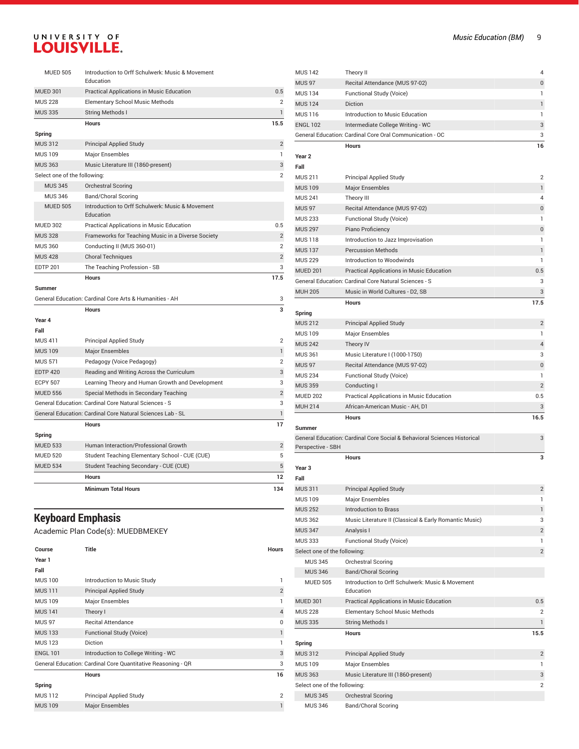| | | |
|---|---|---|
| MUED 505 | Introduction to Orff Schulwerk: Music & Movement Education | |
| MUED 301 | Practical Applications in Music Education | 0.5 |
| MUS 228 | Elementary School Music Methods | 2 |
| MUS 335 | String Methods I | 1 |
| | Hours | 15.5 |
| **Spring** | | |
| MUS 312 | Principal Applied Study | 2 |
| MUS 109 | Major Ensembles | 1 |
| MUS 363 | Music Literature III (1860-present) | 3 |
| Select one of the following: | | 2 |
| MUS 345 | Orchestral Scoring | |
| MUS 346 | Band/Choral Scoring | |
| MUED 505 | Introduction to Orff Schulwerk: Music & Movement Education | |
| MUED 302 | Practical Applications in Music Education | 0.5 |
| MUS 328 | Frameworks for Teaching Music in a Diverse Society | 2 |
| MUS 360 | Conducting II (MUS 360-01) | 2 |
| MUS 428 | Choral Techniques | 2 |
| EDTP 201 | The Teaching Profession - SB | 3 |
| | Hours | 17.5 |
| **Summer** | | |
| General Education: Cardinal Core Arts & Humanities - AH | | 3 |
| | Hours | 3 |
| **Year 4** | | |
| **Fall** | | |
| MUS 411 | Principal Applied Study | 2 |
| MUS 109 | Major Ensembles | 1 |
| MUS 571 | Pedagogy (Voice Pedagogy) | 2 |
| EDTP 420 | Reading and Writing Across the Curriculum | 3 |
| ECPY 507 | Learning Theory and Human Growth and Development | 3 |
| MUED 556 | Special Methods in Secondary Teaching | 2 |
| General Education: Cardinal Core Natural Sciences - S | | 3 |
| General Education: Cardinal Core Natural Sciences Lab - SL | | 1 |
| | Hours | 17 |
| **Spring** | | |
| MUED 533 | Human Interaction/Professional Growth | 2 |
| MUED 520 | Student Teaching Elementary School - CUE (CUE) | 5 |
| MUED 534 | Student Teaching Secondary - CUE (CUE) | 5 |
| | Hours | 12 |
| | Minimum Total Hours | 134 |

## Keyboard Emphasis

Academic Plan Code(s): MUEDBMEKEY

| Course | Title | Hours |
|---|---|---|
| **Year 1** | | |
| **Fall** | | |
| MUS 100 | Introduction to Music Study | 1 |
| MUS 111 | Principal Applied Study | 2 |
| MUS 109 | Major Ensembles | 1 |
| MUS 141 | Theory I | 4 |
| MUS 97 | Recital Attendance | 0 |
| MUS 133 | Functional Study (Voice) | 1 |
| MUS 123 | Diction | 1 |
| ENGL 101 | Introduction to College Writing - WC | 3 |
| General Education: Cardinal Core Quantitative Reasoning - QR | | 3 |
| | Hours | 16 |
| **Spring** | | |
| MUS 112 | Principal Applied Study | 2 |
| MUS 109 | Major Ensembles | 1 |
| MUS 142 | Theory II | 4 |
| MUS 97 | Recital Attendance (MUS 97-02) | 0 |
| MUS 134 | Functional Study (Voice) | 1 |
| MUS 124 | Diction | 1 |
| MUS 116 | Introduction to Music Education | 1 |
| ENGL 102 | Intermediate College Writing - WC | 3 |
| General Education: Cardinal Core Oral Communication - OC | | 3 |
| | Hours | 16 |
| **Year 2** | | |
| **Fall** | | |
| MUS 211 | Principal Applied Study | 2 |
| MUS 109 | Major Ensembles | 1 |
| MUS 241 | Theory III | 4 |
| MUS 97 | Recital Attendance (MUS 97-02) | 0 |
| MUS 233 | Functional Study (Voice) | 1 |
| MUS 297 | Piano Proficiency | 0 |
| MUS 118 | Introduction to Jazz Improvisation | 1 |
| MUS 137 | Percussion Methods | 1 |
| MUS 229 | Introduction to Woodwinds | 1 |
| MUED 201 | Practical Applications in Music Education | 0.5 |
| General Education: Cardinal Core Natural Sciences - S | | 3 |
| MUH 205 | Music in World Cultures - D2, SB | 3 |
| | Hours | 17.5 |
| **Spring** | | |
| MUS 212 | Principal Applied Study | 2 |
| MUS 109 | Major Ensembles | 1 |
| MUS 242 | Theory IV | 4 |
| MUS 361 | Music Literature I (1000-1750) | 3 |
| MUS 97 | Recital Attendance (MUS 97-02) | 0 |
| MUS 234 | Functional Study (Voice) | 1 |
| MUS 359 | Conducting I | 2 |
| MUED 202 | Practical Applications in Music Education | 0.5 |
| MUH 214 | African-American Music - AH, D1 | 3 |
| | Hours | 16.5 |
| **Summer** | | |
| General Education: Cardinal Core Social & Behavioral Sciences Historical Perspective - SBH | | 3 |
| | Hours | 3 |
| **Year 3** | | |
| **Fall** | | |
| MUS 311 | Principal Applied Study | 2 |
| MUS 109 | Major Ensembles | 1 |
| MUS 252 | Introduction to Brass | 1 |
| MUS 362 | Music Literature II (Classical & Early Romantic Music) | 3 |
| MUS 347 | Analysis I | 2 |
| MUS 333 | Functional Study (Voice) | 1 |
| Select one of the following: | | 2 |
| MUS 345 | Orchestral Scoring | |
| MUS 346 | Band/Choral Scoring | |
| MUED 505 | Introduction to Orff Schulwerk: Music & Movement Education | |
| MUED 301 | Practical Applications in Music Education | 0.5 |
| MUS 228 | Elementary School Music Methods | 2 |
| MUS 335 | String Methods I | 1 |
| | Hours | 15.5 |
| **Spring** | | |
| MUS 312 | Principal Applied Study | 2 |
| MUS 109 | Major Ensembles | 1 |
| MUS 363 | Music Literature III (1860-present) | 3 |
| Select one of the following: | | 2 |
| MUS 345 | Orchestral Scoring | |
| MUS 346 | Band/Choral Scoring | |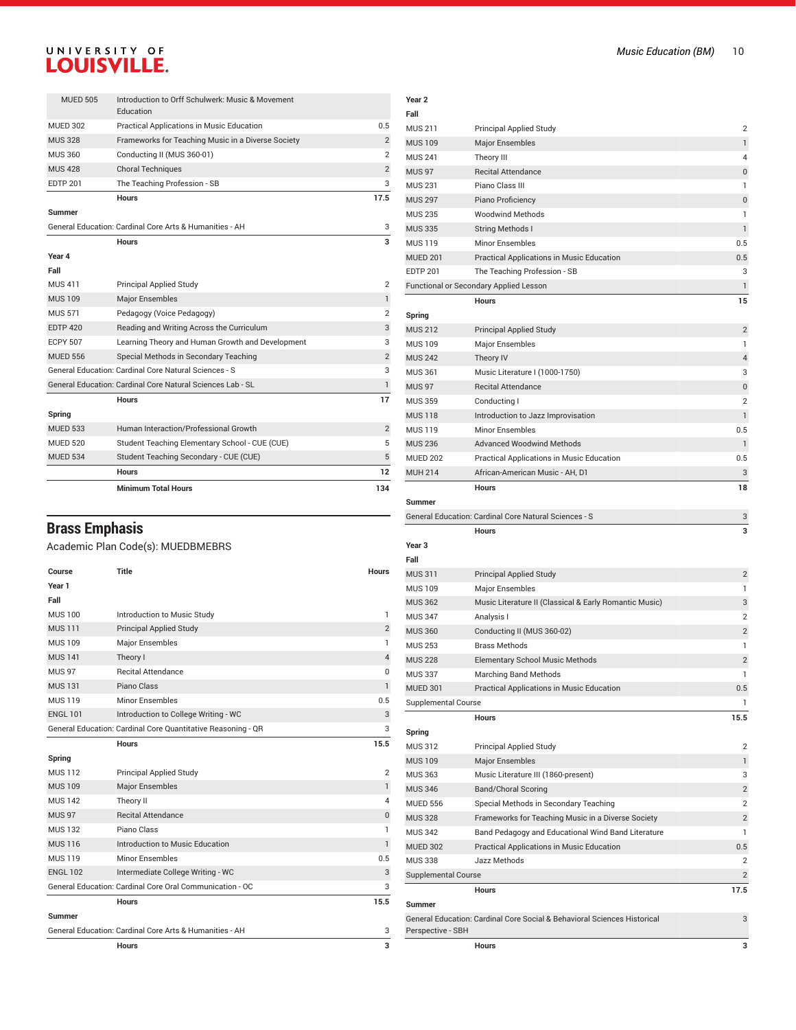| | | |
|---|---|---|
| MUED 505 | Introduction to Orff Schulwerk: Music & Movement Education | |
| MUED 302 | Practical Applications in Music Education | 0.5 |
| MUS 328 | Frameworks for Teaching Music in a Diverse Society | 2 |
| MUS 360 | Conducting II (MUS 360-01) | 2 |
| MUS 428 | Choral Techniques | 2 |
| EDTP 201 | The Teaching Profession - SB | 3 |
| | **Hours** | **17.5** |
| **Summer** | | |
| General Education: Cardinal Core Arts & Humanities - AH | | 3 |
| | **Hours** | **3** |
| **Year 4** | | |
| **Fall** | | |
| MUS 411 | Principal Applied Study | 2 |
| MUS 109 | Major Ensembles | 1 |
| MUS 571 | Pedagogy (Voice Pedagogy) | 2 |
| EDTP 420 | Reading and Writing Across the Curriculum | 3 |
| ECPY 507 | Learning Theory and Human Growth and Development | 3 |
| MUED 556 | Special Methods in Secondary Teaching | 2 |
| General Education: Cardinal Core Natural Sciences - S | | 3 |
| General Education: Cardinal Core Natural Sciences Lab - SL | | 1 |
| | **Hours** | **17** |
| **Spring** | | |
| MUED 533 | Human Interaction/Professional Growth | 2 |
| MUED 520 | Student Teaching Elementary School - CUE (CUE) | 5 |
| MUED 534 | Student Teaching Secondary - CUE (CUE) | 5 |
| | **Hours** | **12** |
| | **Minimum Total Hours** | **134** |

## Brass Emphasis

Academic Plan Code(s): MUEDBMEBRS

| Course | Title | Hours |
|---|---|---|
| **Year 1** | | |
| **Fall** | | |
| MUS 100 | Introduction to Music Study | 1 |
| MUS 111 | Principal Applied Study | 2 |
| MUS 109 | Major Ensembles | 1 |
| MUS 141 | Theory I | 4 |
| MUS 97 | Recital Attendance | 0 |
| MUS 131 | Piano Class | 1 |
| MUS 119 | Minor Ensembles | 0.5 |
| ENGL 101 | Introduction to College Writing - WC | 3 |
| General Education: Cardinal Core Quantitative Reasoning - QR | | 3 |
| | **Hours** | **15.5** |
| **Spring** | | |
| MUS 112 | Principal Applied Study | 2 |
| MUS 109 | Major Ensembles | 1 |
| MUS 142 | Theory II | 4 |
| MUS 97 | Recital Attendance | 0 |
| MUS 132 | Piano Class | 1 |
| MUS 116 | Introduction to Music Education | 1 |
| MUS 119 | Minor Ensembles | 0.5 |
| ENGL 102 | Intermediate College Writing - WC | 3 |
| General Education: Cardinal Core Oral Communication - OC | | 3 |
| | **Hours** | **15.5** |
| **Summer** | | |
| General Education: Cardinal Core Arts & Humanities - AH | | 3 |
| | **Hours** | **3** |
| **Year 2** | | |
| **Fall** | | |
| MUS 211 | Principal Applied Study | 2 |
| MUS 109 | Major Ensembles | 1 |
| MUS 241 | Theory III | 4 |
| MUS 97 | Recital Attendance | 0 |
| MUS 231 | Piano Class III | 1 |
| MUS 297 | Piano Proficiency | 0 |
| MUS 235 | Woodwind Methods | 1 |
| MUS 335 | String Methods I | 1 |
| MUS 119 | Minor Ensembles | 0.5 |
| MUED 201 | Practical Applications in Music Education | 0.5 |
| EDTP 201 | The Teaching Profession - SB | 3 |
| Functional or Secondary Applied Lesson | | 1 |
| | **Hours** | **15** |
| **Spring** | | |
| MUS 212 | Principal Applied Study | 2 |
| MUS 109 | Major Ensembles | 1 |
| MUS 242 | Theory IV | 4 |
| MUS 361 | Music Literature I (1000-1750) | 3 |
| MUS 97 | Recital Attendance | 0 |
| MUS 359 | Conducting I | 2 |
| MUS 118 | Introduction to Jazz Improvisation | 1 |
| MUS 119 | Minor Ensembles | 0.5 |
| MUS 236 | Advanced Woodwind Methods | 1 |
| MUED 202 | Practical Applications in Music Education | 0.5 |
| MUH 214 | African-American Music - AH, D1 | 3 |
| | **Hours** | **18** |
| **Summer** | | |
| General Education: Cardinal Core Natural Sciences - S | | 3 |
| | **Hours** | **3** |
| **Year 3** | | |
| **Fall** | | |
| MUS 311 | Principal Applied Study | 2 |
| MUS 109 | Major Ensembles | 1 |
| MUS 362 | Music Literature II (Classical & Early Romantic Music) | 3 |
| MUS 347 | Analysis I | 2 |
| MUS 360 | Conducting II (MUS 360-02) | 2 |
| MUS 253 | Brass Methods | 1 |
| MUS 228 | Elementary School Music Methods | 2 |
| MUS 337 | Marching Band Methods | 1 |
| MUED 301 | Practical Applications in Music Education | 0.5 |
| Supplemental Course | | 1 |
| | **Hours** | **15.5** |
| **Spring** | | |
| MUS 312 | Principal Applied Study | 2 |
| MUS 109 | Major Ensembles | 1 |
| MUS 363 | Music Literature III (1860-present) | 3 |
| MUS 346 | Band/Choral Scoring | 2 |
| MUED 556 | Special Methods in Secondary Teaching | 2 |
| MUS 328 | Frameworks for Teaching Music in a Diverse Society | 2 |
| MUS 342 | Band Pedagogy and Educational Wind Band Literature | 1 |
| MUED 302 | Practical Applications in Music Education | 0.5 |
| MUS 338 | Jazz Methods | 2 |
| Supplemental Course | | 2 |
| | **Hours** | **17.5** |
| **Summer** | | |
| General Education: Cardinal Core Social & Behavioral Sciences Historical Perspective - SBH | | 3 |
| | **Hours** | **3** |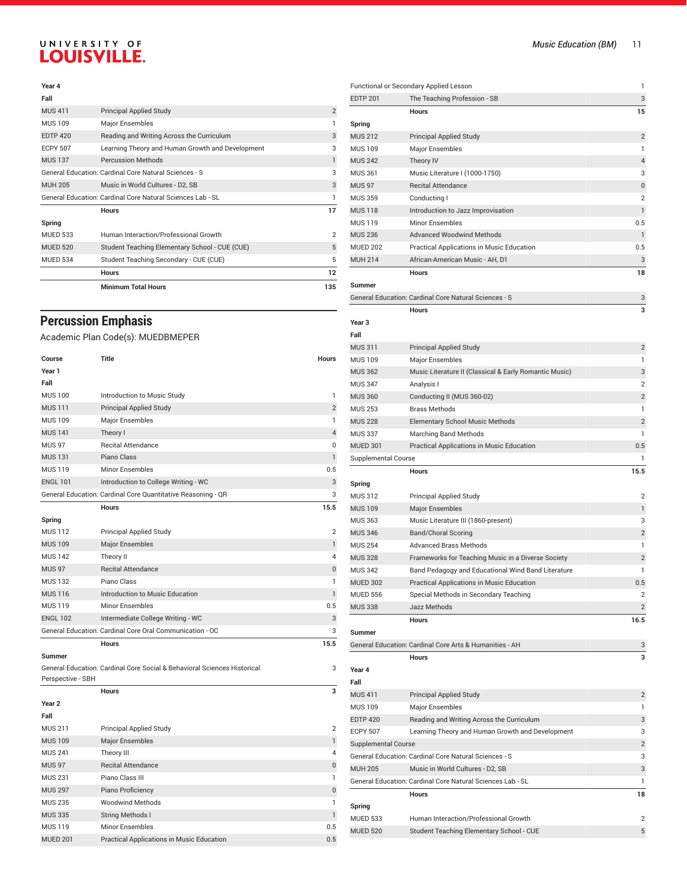| | | |
|---|---|---|
| **Year 4** | | |
| **Fall** | | |
| MUS 411 | Principal Applied Study | 2 |
| MUS 109 | Major Ensembles | 1 |
| EDTP 420 | Reading and Writing Across the Curriculum | 3 |
| ECPY 507 | Learning Theory and Human Growth and Development | 3 |
| MUS 137 | Percussion Methods | 1 |
| General Education: Cardinal Core Natural Sciences - S | | 3 |
| MUH 205 | Music in World Cultures - D2, SB | 3 |
| General Education: Cardinal Core Natural Sciences Lab - SL | | 1 |
| | **Hours** | **17** |
| **Spring** | | |
| MUED 533 | Human Interaction/Professional Growth | 2 |
| MUED 520 | Student Teaching Elementary School - CUE (CUE) | 5 |
| MUED 534 | Student Teaching Secondary - CUE (CUE) | 5 |
| | **Hours** | **12** |
| | **Minimum Total Hours** | **135** |

## Percussion Emphasis

Academic Plan Code(s): MUEDBMEPER

| Course | Title | Hours |
|---|---|---|
| **Year 1** | | |
| **Fall** | | |
| MUS 100 | Introduction to Music Study | 1 |
| MUS 111 | Principal Applied Study | 2 |
| MUS 109 | Major Ensembles | 1 |
| MUS 141 | Theory I | 4 |
| MUS 97 | Recital Attendance | 0 |
| MUS 131 | Piano Class | 1 |
| MUS 119 | Minor Ensembles | 0.5 |
| ENGL 101 | Introduction to College Writing - WC | 3 |
| General Education: Cardinal Core Quantitative Reasoning - QR | | 3 |
| | **Hours** | **15.5** |
| **Spring** | | |
| MUS 112 | Principal Applied Study | 2 |
| MUS 109 | Major Ensembles | 1 |
| MUS 142 | Theory II | 4 |
| MUS 97 | Recital Attendance | 0 |
| MUS 132 | Piano Class | 1 |
| MUS 116 | Introduction to Music Education | 1 |
| MUS 119 | Minor Ensembles | 0.5 |
| ENGL 102 | Intermediate College Writing - WC | 3 |
| General Education: Cardinal Core Oral Communication - OC | | 3 |
| | **Hours** | **15.5** |
| **Summer** | | |
| General Education: Cardinal Core Social & Behavioral Sciences Historical Perspective - SBH | | 3 |
| | **Hours** | **3** |
| **Year 2** | | |
| **Fall** | | |
| MUS 211 | Principal Applied Study | 2 |
| MUS 109 | Major Ensembles | 1 |
| MUS 241 | Theory III | 4 |
| MUS 97 | Recital Attendance | 0 |
| MUS 231 | Piano Class III | 1 |
| MUS 297 | Piano Proficiency | 0 |
| MUS 235 | Woodwind Methods | 1 |
| MUS 335 | String Methods I | 1 |
| MUS 119 | Minor Ensembles | 0.5 |
| MUED 201 | Practical Applications in Music Education | 0.5 |
| Functional or Secondary Applied Lesson | | 1 |
| EDTP 201 | The Teaching Profession - SB | 3 |
| | **Hours** | **15** |
| **Spring** | | |
| MUS 212 | Principal Applied Study | 2 |
| MUS 109 | Major Ensembles | 1 |
| MUS 242 | Theory IV | 4 |
| MUS 361 | Music Literature I (1000-1750) | 3 |
| MUS 97 | Recital Attendance | 0 |
| MUS 359 | Conducting I | 2 |
| MUS 118 | Introduction to Jazz Improvisation | 1 |
| MUS 119 | Minor Ensembles | 0.5 |
| MUS 236 | Advanced Woodwind Methods | 1 |
| MUED 202 | Practical Applications in Music Education | 0.5 |
| MUH 214 | African-American Music - AH, D1 | 3 |
| | **Hours** | **18** |
| **Summer** | | |
| General Education: Cardinal Core Natural Sciences - S | | 3 |
| | **Hours** | **3** |
| **Year 3** | | |
| **Fall** | | |
| MUS 311 | Principal Applied Study | 2 |
| MUS 109 | Major Ensembles | 1 |
| MUS 362 | Music Literature II (Classical & Early Romantic Music) | 3 |
| MUS 347 | Analysis I | 2 |
| MUS 360 | Conducting II (MUS 360-02) | 2 |
| MUS 253 | Brass Methods | 1 |
| MUS 228 | Elementary School Music Methods | 2 |
| MUS 337 | Marching Band Methods | 1 |
| MUED 301 | Practical Applications in Music Education | 0.5 |
| Supplemental Course | | 1 |
| | **Hours** | **15.5** |
| **Spring** | | |
| MUS 312 | Principal Applied Study | 2 |
| MUS 109 | Major Ensembles | 1 |
| MUS 363 | Music Literature III (1860-present) | 3 |
| MUS 346 | Band/Choral Scoring | 2 |
| MUS 254 | Advanced Brass Methods | 1 |
| MUS 328 | Frameworks for Teaching Music in a Diverse Society | 2 |
| MUS 342 | Band Pedagogy and Educational Wind Band Literature | 1 |
| MUED 302 | Practical Applications in Music Education | 0.5 |
| MUED 556 | Special Methods in Secondary Teaching | 2 |
| MUS 338 | Jazz Methods | 2 |
| | **Hours** | **16.5** |
| **Summer** | | |
| General Education: Cardinal Core Arts & Humanities - AH | | 3 |
| | **Hours** | **3** |
| **Year 4** | | |
| **Fall** | | |
| MUS 411 | Principal Applied Study | 2 |
| MUS 109 | Major Ensembles | 1 |
| EDTP 420 | Reading and Writing Across the Curriculum | 3 |
| ECPY 507 | Learning Theory and Human Growth and Development | 3 |
| Supplemental Course | | 2 |
| General Education: Cardinal Core Natural Sciences - S | | 3 |
| MUH 205 | Music in World Cultures - D2, SB | 3 |
| General Education: Cardinal Core Natural Sciences Lab - SL | | 1 |
| | **Hours** | **18** |
| **Spring** | | |
| MUED 533 | Human Interaction/Professional Growth | 2 |
| MUED 520 | Student Teaching Elementary School - CUE | 5 |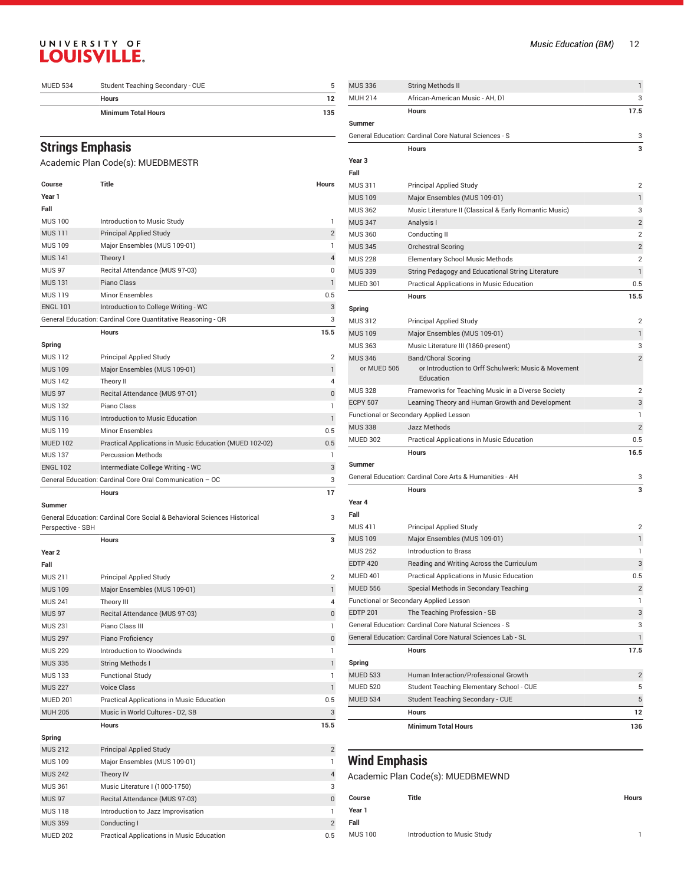| Course | Title | Hours |
|---|---|---|
| MUED 534 | Student Teaching Secondary - CUE | 5 |
| | Hours | 12 |
| | Minimum Total Hours | 135 |

## Strings Emphasis

Academic Plan Code(s): MUEDBMESTR

| Course | Title | Hours |
|---|---|---|
| **Year 1** | | |
| **Fall** | | |
| MUS 100 | Introduction to Music Study | 1 |
| MUS 111 | Principal Applied Study | 2 |
| MUS 109 | Major Ensembles (MUS 109-01) | 1 |
| MUS 141 | Theory I | 4 |
| MUS 97 | Recital Attendance (MUS 97-03) | 0 |
| MUS 131 | Piano Class | 1 |
| MUS 119 | Minor Ensembles | 0.5 |
| ENGL 101 | Introduction to College Writing - WC | 3 |
| General Education: Cardinal Core Quantitative Reasoning - QR | | 3 |
| | Hours | 15.5 |
| **Spring** | | |
| MUS 112 | Principal Applied Study | 2 |
| MUS 109 | Major Ensembles (MUS 109-01) | 1 |
| MUS 142 | Theory II | 4 |
| MUS 97 | Recital Attendance (MUS 97-01) | 0 |
| MUS 132 | Piano Class | 1 |
| MUS 116 | Introduction to Music Education | 1 |
| MUS 119 | Minor Ensembles | 0.5 |
| MUED 102 | Practical Applications in Music Education (MUED 102-02) | 0.5 |
| MUS 137 | Percussion Methods | 1 |
| ENGL 102 | Intermediate College Writing - WC | 3 |
| General Education: Cardinal Core Oral Communication – OC | | 3 |
| | Hours | 17 |
| **Summer** | | |
| General Education: Cardinal Core Social & Behavioral Sciences Historical Perspective - SBH | | 3 |
| | Hours | 3 |
| **Year 2** | | |
| **Fall** | | |
| MUS 211 | Principal Applied Study | 2 |
| MUS 109 | Major Ensembles (MUS 109-01) | 1 |
| MUS 241 | Theory III | 4 |
| MUS 97 | Recital Attendance (MUS 97-03) | 0 |
| MUS 231 | Piano Class III | 1 |
| MUS 297 | Piano Proficiency | 0 |
| MUS 229 | Introduction to Woodwinds | 1 |
| MUS 335 | String Methods I | 1 |
| MUS 133 | Functional Study | 1 |
| MUS 227 | Voice Class | 1 |
| MUED 201 | Practical Applications in Music Education | 0.5 |
| MUH 205 | Music in World Cultures - D2, SB | 3 |
| | Hours | 15.5 |
| **Spring** | | |
| MUS 212 | Principal Applied Study | 2 |
| MUS 109 | Major Ensembles (MUS 109-01) | 1 |
| MUS 242 | Theory IV | 4 |
| MUS 361 | Music Literature I (1000-1750) | 3 |
| MUS 97 | Recital Attendance (MUS 97-03) | 0 |
| MUS 118 | Introduction to Jazz Improvisation | 1 |
| MUS 359 | Conducting I | 2 |
| MUED 202 | Practical Applications in Music Education | 0.5 |
| MUS 336 | String Methods II | 1 |
| MUH 214 | African-American Music - AH, D1 | 3 |
| | Hours | 17.5 |
| **Summer** | | |
| General Education: Cardinal Core Natural Sciences - S | | 3 |
| | Hours | 3 |
| **Year 3** | | |
| **Fall** | | |
| MUS 311 | Principal Applied Study | 2 |
| MUS 109 | Major Ensembles (MUS 109-01) | 1 |
| MUS 362 | Music Literature II (Classical & Early Romantic Music) | 3 |
| MUS 347 | Analysis I | 2 |
| MUS 360 | Conducting II | 2 |
| MUS 345 | Orchestral Scoring | 2 |
| MUS 228 | Elementary School Music Methods | 2 |
| MUS 339 | String Pedagogy and Educational String Literature | 1 |
| MUED 301 | Practical Applications in Music Education | 0.5 |
| | Hours | 15.5 |
| **Spring** | | |
| MUS 312 | Principal Applied Study | 2 |
| MUS 109 | Major Ensembles (MUS 109-01) | 1 |
| MUS 363 | Music Literature III (1860-present) | 3 |
| MUS 346 or MUED 505 | Band/Choral Scoring or Introduction to Orff Schulwerk: Music & Movement Education | 2 |
| MUS 328 | Frameworks for Teaching Music in a Diverse Society | 2 |
| ECPY 507 | Learning Theory and Human Growth and Development | 3 |
| Functional or Secondary Applied Lesson | | 1 |
| MUS 338 | Jazz Methods | 2 |
| MUED 302 | Practical Applications in Music Education | 0.5 |
| | Hours | 16.5 |
| **Summer** | | |
| General Education: Cardinal Core Arts & Humanities - AH | | 3 |
| | Hours | 3 |
| **Year 4** | | |
| **Fall** | | |
| MUS 411 | Principal Applied Study | 2 |
| MUS 109 | Major Ensembles (MUS 109-01) | 1 |
| MUS 252 | Introduction to Brass | 1 |
| EDTP 420 | Reading and Writing Across the Curriculum | 3 |
| MUED 401 | Practical Applications in Music Education | 0.5 |
| MUED 556 | Special Methods in Secondary Teaching | 2 |
| Functional or Secondary Applied Lesson | | 1 |
| EDTP 201 | The Teaching Profession - SB | 3 |
| General Education: Cardinal Core Natural Sciences - S | | 3 |
| General Education: Cardinal Core Natural Sciences Lab - SL | | 1 |
| | Hours | 17.5 |
| **Spring** | | |
| MUED 533 | Human Interaction/Professional Growth | 2 |
| MUED 520 | Student Teaching Elementary School - CUE | 5 |
| MUED 534 | Student Teaching Secondary - CUE | 5 |
| | Hours | 12 |
| | Minimum Total Hours | 136 |

## Wind Emphasis

Academic Plan Code(s): MUEDBMEWND

| Course | Title | Hours |
|---|---|---|
| **Year 1** | | |
| **Fall** | | |
| MUS 100 | Introduction to Music Study | 1 |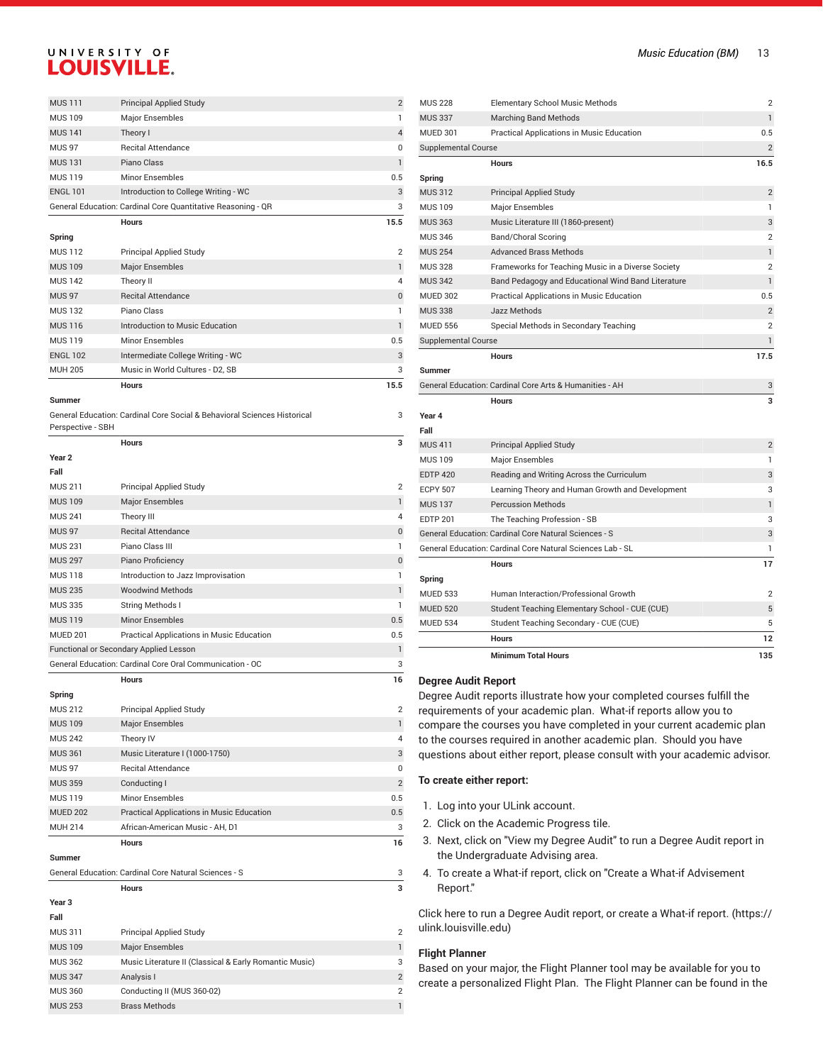| | | |
|---|---|---|
| MUS 111 | Principal Applied Study | 2 |
| MUS 109 | Major Ensembles | 1 |
| MUS 141 | Theory I | 4 |
| MUS 97 | Recital Attendance | 0 |
| MUS 131 | Piano Class | 1 |
| MUS 119 | Minor Ensembles | 0.5 |
| ENGL 101 | Introduction to College Writing - WC | 3 |
| General Education: Cardinal Core Quantitative Reasoning - QR | | 3 |
| | Hours | 15.5 |
| **Spring** | | |
| MUS 112 | Principal Applied Study | 2 |
| MUS 109 | Major Ensembles | 1 |
| MUS 142 | Theory II | 4 |
| MUS 97 | Recital Attendance | 0 |
| MUS 132 | Piano Class | 1 |
| MUS 116 | Introduction to Music Education | 1 |
| MUS 119 | Minor Ensembles | 0.5 |
| ENGL 102 | Intermediate College Writing - WC | 3 |
| MUH 205 | Music in World Cultures - D2, SB | 3 |
| | Hours | 15.5 |
| **Summer** | | |
| General Education: Cardinal Core Social & Behavioral Sciences Historical Perspective - SBH | | 3 |
| | Hours | 3 |
| **Year 2** | | |
| **Fall** | | |
| MUS 211 | Principal Applied Study | 2 |
| MUS 109 | Major Ensembles | 1 |
| MUS 241 | Theory III | 4 |
| MUS 97 | Recital Attendance | 0 |
| MUS 231 | Piano Class III | 1 |
| MUS 297 | Piano Proficiency | 0 |
| MUS 118 | Introduction to Jazz Improvisation | 1 |
| MUS 235 | Woodwind Methods | 1 |
| MUS 335 | String Methods I | 1 |
| MUS 119 | Minor Ensembles | 0.5 |
| MUED 201 | Practical Applications in Music Education | 0.5 |
| Functional or Secondary Applied Lesson | | 1 |
| General Education: Cardinal Core Oral Communication - OC | | 3 |
| | Hours | 16 |
| **Spring** | | |
| MUS 212 | Principal Applied Study | 2 |
| MUS 109 | Major Ensembles | 1 |
| MUS 242 | Theory IV | 4 |
| MUS 361 | Music Literature I (1000-1750) | 3 |
| MUS 97 | Recital Attendance | 0 |
| MUS 359 | Conducting I | 2 |
| MUS 119 | Minor Ensembles | 0.5 |
| MUED 202 | Practical Applications in Music Education | 0.5 |
| MUH 214 | African-American Music - AH, D1 | 3 |
| | Hours | 16 |
| **Summer** | | |
| General Education: Cardinal Core Natural Sciences - S | | 3 |
| | Hours | 3 |
| **Year 3** | | |
| **Fall** | | |
| MUS 311 | Principal Applied Study | 2 |
| MUS 109 | Major Ensembles | 1 |
| MUS 362 | Music Literature II (Classical & Early Romantic Music) | 3 |
| MUS 347 | Analysis I | 2 |
| MUS 360 | Conducting II (MUS 360-02) | 2 |
| MUS 253 | Brass Methods | 1 |
| MUS 228 | Elementary School Music Methods | 2 |
| MUS 337 | Marching Band Methods | 1 |
| MUED 301 | Practical Applications in Music Education | 0.5 |
| Supplemental Course | | 2 |
| | Hours | 16.5 |
| **Spring** | | |
| MUS 312 | Principal Applied Study | 2 |
| MUS 109 | Major Ensembles | 1 |
| MUS 363 | Music Literature III (1860-present) | 3 |
| MUS 346 | Band/Choral Scoring | 2 |
| MUS 254 | Advanced Brass Methods | 1 |
| MUS 328 | Frameworks for Teaching Music in a Diverse Society | 2 |
| MUS 342 | Band Pedagogy and Educational Wind Band Literature | 1 |
| MUED 302 | Practical Applications in Music Education | 0.5 |
| MUS 338 | Jazz Methods | 2 |
| MUED 556 | Special Methods in Secondary Teaching | 2 |
| Supplemental Course | | 1 |
| | Hours | 17.5 |
| **Summer** | | |
| General Education: Cardinal Core Arts & Humanities - AH | | 3 |
| | Hours | 3 |
| **Year 4** | | |
| **Fall** | | |
| MUS 411 | Principal Applied Study | 2 |
| MUS 109 | Major Ensembles | 1 |
| EDTP 420 | Reading and Writing Across the Curriculum | 3 |
| ECPY 507 | Learning Theory and Human Growth and Development | 3 |
| MUS 137 | Percussion Methods | 1 |
| EDTP 201 | The Teaching Profession - SB | 3 |
| General Education: Cardinal Core Natural Sciences - S | | 3 |
| General Education: Cardinal Core Natural Sciences Lab - SL | | 1 |
| | Hours | 17 |
| **Spring** | | |
| MUED 533 | Human Interaction/Professional Growth | 2 |
| MUED 520 | Student Teaching Elementary School - CUE (CUE) | 5 |
| MUED 534 | Student Teaching Secondary - CUE (CUE) | 5 |
| | Hours | 12 |
| | Minimum Total Hours | 135 |

## Degree Audit Report

Degree Audit reports illustrate how your completed courses fulfill the requirements of your academic plan. What-if reports allow you to compare the courses you have completed in your current academic plan to the courses required in another academic plan. Should you have questions about either report, please consult with your academic advisor.

**To create either report:**

1. Log into your ULink account.
2. Click on the Academic Progress tile.
3. Next, click on "View my Degree Audit" to run a Degree Audit report in the Undergraduate Advising area.
4. To create a What-if report, click on "Create a What-if Advisement Report."

Click here to run a Degree Audit report, or create a What-if report. (https://ulink.louisville.edu)

## Flight Planner

Based on your major, the Flight Planner tool may be available for you to create a personalized Flight Plan. The Flight Planner can be found in the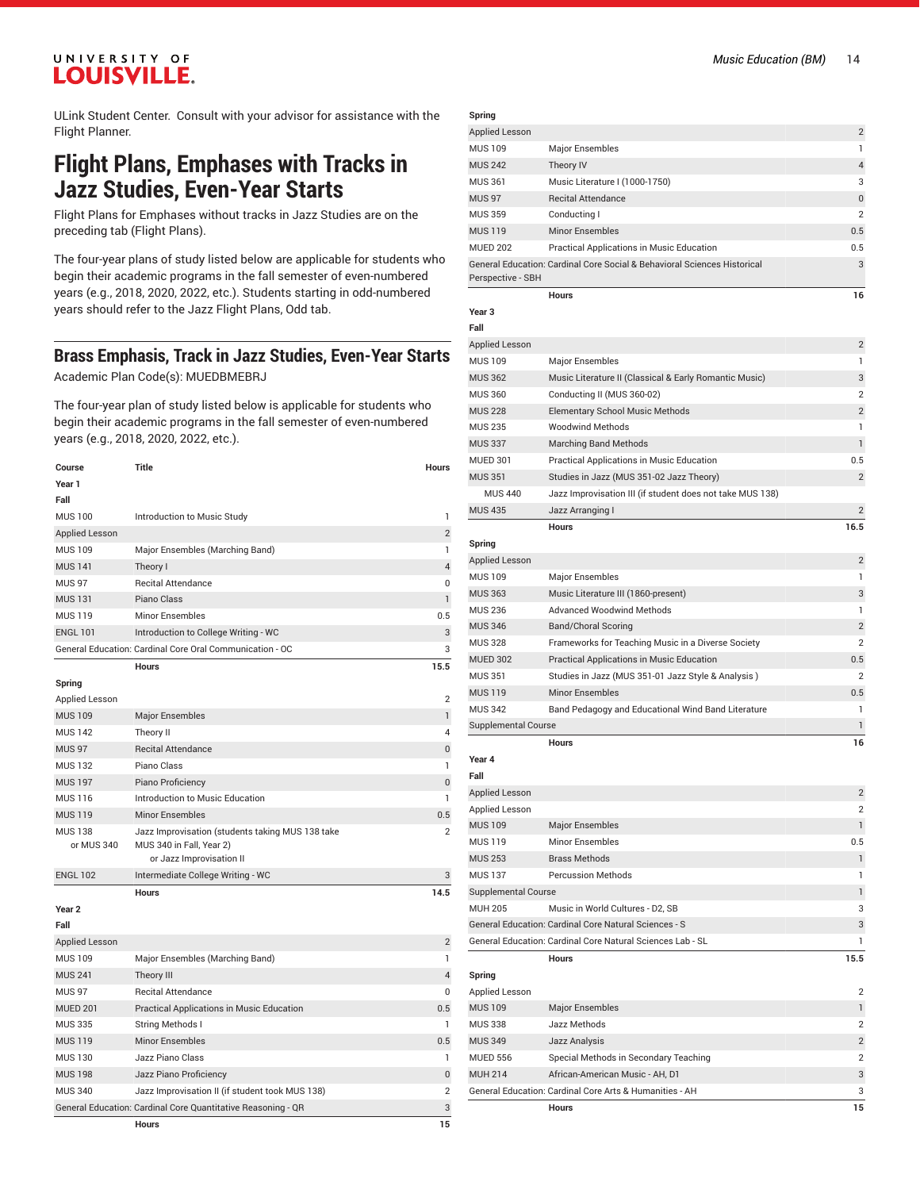ULink Student Center. Consult with your advisor for assistance with the Flight Planner.

# Flight Plans, Emphases with Tracks in Jazz Studies, Even-Year Starts

Flight Plans for Emphases without tracks in Jazz Studies are on the preceding tab (Flight Plans).

The four-year plans of study listed below are applicable for students who begin their academic programs in the fall semester of even-numbered years (e.g., 2018, 2020, 2022, etc.). Students starting in odd-numbered years should refer to the Jazz Flight Plans, Odd tab.

## Brass Emphasis, Track in Jazz Studies, Even-Year Starts

Academic Plan Code(s): MUEDBMEBRJ

The four-year plan of study listed below is applicable for students who begin their academic programs in the fall semester of even-numbered years (e.g., 2018, 2020, 2022, etc.).

| Course | Title | Hours |
|---|---|---|
| **Year 1** | | |
| **Fall** | | |
| MUS 100 | Introduction to Music Study | 1 |
| Applied Lesson | | 2 |
| MUS 109 | Major Ensembles (Marching Band) | 1 |
| MUS 141 | Theory I | 4 |
| MUS 97 | Recital Attendance | 0 |
| MUS 131 | Piano Class | 1 |
| MUS 119 | Minor Ensembles | 0.5 |
| ENGL 101 | Introduction to College Writing - WC | 3 |
| General Education: Cardinal Core Oral Communication - OC | | 3 |
| | **Hours** | **15.5** |
| **Spring** | | |
| Applied Lesson | | 2 |
| MUS 109 | Major Ensembles | 1 |
| MUS 142 | Theory II | 4 |
| MUS 97 | Recital Attendance | 0 |
| MUS 132 | Piano Class | 1 |
| MUS 197 | Piano Proficiency | 0 |
| MUS 116 | Introduction to Music Education | 1 |
| MUS 119 | Minor Ensembles | 0.5 |
| MUS 138 or MUS 340 | Jazz Improvisation (students taking MUS 138 take MUS 340 in Fall, Year 2) or Jazz Improvisation II | 2 |
| ENGL 102 | Intermediate College Writing - WC | 3 |
| | **Hours** | **14.5** |
| **Year 2** | | |
| **Fall** | | |
| Applied Lesson | | 2 |
| MUS 109 | Major Ensembles (Marching Band) | 1 |
| MUS 241 | Theory III | 4 |
| MUS 97 | Recital Attendance | 0 |
| MUED 201 | Practical Applications in Music Education | 0.5 |
| MUS 335 | String Methods I | 1 |
| MUS 119 | Minor Ensembles | 0.5 |
| MUS 130 | Jazz Piano Class | 1 |
| MUS 198 | Jazz Piano Proficiency | 0 |
| MUS 340 | Jazz Improvisation II (if student took MUS 138) | 2 |
| General Education: Cardinal Core Quantitative Reasoning - QR | | 3 |
| | **Hours** | **15** |
| **Spring** | | |
| Applied Lesson | | 2 |
| MUS 109 | Major Ensembles | 1 |
| MUS 242 | Theory IV | 4 |
| MUS 361 | Music Literature I (1000-1750) | 3 |
| MUS 97 | Recital Attendance | 0 |
| MUS 359 | Conducting I | 2 |
| MUS 119 | Minor Ensembles | 0.5 |
| MUED 202 | Practical Applications in Music Education | 0.5 |
| General Education: Cardinal Core Social & Behavioral Sciences Historical Perspective - SBH | | 3 |
| | **Hours** | **16** |
| **Year 3** | | |
| **Fall** | | |
| Applied Lesson | | 2 |
| MUS 109 | Major Ensembles | 1 |
| MUS 362 | Music Literature II (Classical & Early Romantic Music) | 3 |
| MUS 360 | Conducting II (MUS 360-02) | 2 |
| MUS 228 | Elementary School Music Methods | 2 |
| MUS 235 | Woodwind Methods | 1 |
| MUS 337 | Marching Band Methods | 1 |
| MUED 301 | Practical Applications in Music Education | 0.5 |
| MUS 351 | Studies in Jazz (MUS 351-02 Jazz Theory) | 2 |
| MUS 440 | Jazz Improvisation III (if student does not take MUS 138) | |
| MUS 435 | Jazz Arranging I | 2 |
| | **Hours** | **16.5** |
| **Spring** | | |
| Applied Lesson | | 2 |
| MUS 109 | Major Ensembles | 1 |
| MUS 363 | Music Literature III (1860-present) | 3 |
| MUS 236 | Advanced Woodwind Methods | 1 |
| MUS 346 | Band/Choral Scoring | 2 |
| MUS 328 | Frameworks for Teaching Music in a Diverse Society | 2 |
| MUED 302 | Practical Applications in Music Education | 0.5 |
| MUS 351 | Studies in Jazz (MUS 351-01 Jazz Style & Analysis ) | 2 |
| MUS 119 | Minor Ensembles | 0.5 |
| MUS 342 | Band Pedagogy and Educational Wind Band Literature | 1 |
| Supplemental Course | | 1 |
| | **Hours** | **16** |
| **Year 4** | | |
| **Fall** | | |
| Applied Lesson | | 2 |
| Applied Lesson | | 2 |
| MUS 109 | Major Ensembles | 1 |
| MUS 119 | Minor Ensembles | 0.5 |
| MUS 253 | Brass Methods | 1 |
| MUS 137 | Percussion Methods | 1 |
| Supplemental Course | | 1 |
| MUH 205 | Music in World Cultures - D2, SB | 3 |
| General Education: Cardinal Core Natural Sciences - S | | 3 |
| General Education: Cardinal Core Natural Sciences Lab - SL | | 1 |
| | **Hours** | **15.5** |
| **Spring** | | |
| Applied Lesson | | 2 |
| MUS 109 | Major Ensembles | 1 |
| MUS 338 | Jazz Methods | 2 |
| MUS 349 | Jazz Analysis | 2 |
| MUED 556 | Special Methods in Secondary Teaching | 2 |
| MUH 214 | African-American Music - AH, D1 | 3 |
| General Education: Cardinal Core Arts & Humanities - AH | | 3 |
| | **Hours** | **15** |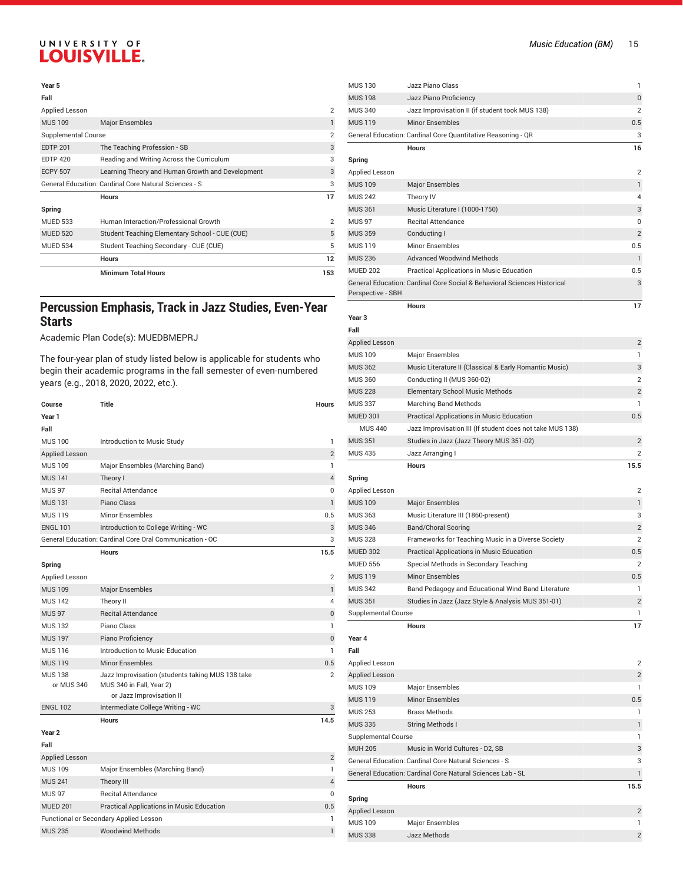| | | |
|---|---|---|
| **Year 5** | | |
| **Fall** | | |
| Applied Lesson | | 2 |
| MUS 109 | Major Ensembles | 1 |
| Supplemental Course | | 2 |
| EDTP 201 | The Teaching Profession - SB | 3 |
| EDTP 420 | Reading and Writing Across the Curriculum | 3 |
| ECPY 507 | Learning Theory and Human Growth and Development | 3 |
| General Education: Cardinal Core Natural Sciences - S | | 3 |
| | **Hours** | **17** |
| **Spring** | | |
| MUED 533 | Human Interaction/Professional Growth | 2 |
| MUED 520 | Student Teaching Elementary School - CUE (CUE) | 5 |
| MUED 534 | Student Teaching Secondary - CUE (CUE) | 5 |
| | **Hours** | **12** |
| | **Minimum Total Hours** | **153** |

## Percussion Emphasis, Track in Jazz Studies, Even-Year Starts

Academic Plan Code(s): MUEDBMEPRJ

The four-year plan of study listed below is applicable for students who begin their academic programs in the fall semester of even-numbered years (e.g., 2018, 2020, 2022, etc.).

| Course | Title | Hours |
|---|---|---|
| **Year 1** | | |
| **Fall** | | |
| MUS 100 | Introduction to Music Study | 1 |
| Applied Lesson | | 2 |
| MUS 109 | Major Ensembles (Marching Band) | 1 |
| MUS 141 | Theory I | 4 |
| MUS 97 | Recital Attendance | 0 |
| MUS 131 | Piano Class | 1 |
| MUS 119 | Minor Ensembles | 0.5 |
| ENGL 101 | Introduction to College Writing - WC | 3 |
| General Education: Cardinal Core Oral Communication - OC | | 3 |
| | **Hours** | **15.5** |
| **Spring** | | |
| Applied Lesson | | 2 |
| MUS 109 | Major Ensembles | 1 |
| MUS 142 | Theory II | 4 |
| MUS 97 | Recital Attendance | 0 |
| MUS 132 | Piano Class | 1 |
| MUS 197 | Piano Proficiency | 0 |
| MUS 116 | Introduction to Music Education | 1 |
| MUS 119 | Minor Ensembles | 0.5 |
| MUS 138 or MUS 340 | Jazz Improvisation (students taking MUS 138 take MUS 340 in Fall, Year 2) or Jazz Improvisation II | 2 |
| ENGL 102 | Intermediate College Writing - WC | 3 |
| | **Hours** | **14.5** |
| **Year 2** | | |
| **Fall** | | |
| Applied Lesson | | 2 |
| MUS 109 | Major Ensembles (Marching Band) | 1 |
| MUS 241 | Theory III | 4 |
| MUS 97 | Recital Attendance | 0 |
| MUED 201 | Practical Applications in Music Education | 0.5 |
| Functional or Secondary Applied Lesson | | 1 |
| MUS 235 | Woodwind Methods | 1 |
| MUS 130 | Jazz Piano Class | 1 |
| MUS 198 | Jazz Piano Proficiency | 0 |
| MUS 340 | Jazz Improvisation II (if student took MUS 138) | 2 |
| MUS 119 | Minor Ensembles | 0.5 |
| General Education: Cardinal Core Quantitative Reasoning - QR | | 3 |
| | **Hours** | **16** |
| **Spring** | | |
| Applied Lesson | | 2 |
| MUS 109 | Major Ensembles | 1 |
| MUS 242 | Theory IV | 4 |
| MUS 361 | Music Literature I (1000-1750) | 3 |
| MUS 97 | Recital Attendance | 0 |
| MUS 359 | Conducting I | 2 |
| MUS 119 | Minor Ensembles | 0.5 |
| MUS 236 | Advanced Woodwind Methods | 1 |
| MUED 202 | Practical Applications in Music Education | 0.5 |
| General Education: Cardinal Core Social & Behavioral Sciences Historical Perspective - SBH | | 3 |
| | **Hours** | **17** |
| **Year 3** | | |
| **Fall** | | |
| Applied Lesson | | 2 |
| MUS 109 | Major Ensembles | 1 |
| MUS 362 | Music Literature II (Classical & Early Romantic Music) | 3 |
| MUS 360 | Conducting II (MUS 360-02) | 2 |
| MUS 228 | Elementary School Music Methods | 2 |
| MUS 337 | Marching Band Methods | 1 |
| MUED 301 | Practical Applications in Music Education | 0.5 |
| MUS 440 | Jazz Improvisation III (If student does not take MUS 138) | |
| MUS 351 | Studies in Jazz (Jazz Theory MUS 351-02) | 2 |
| MUS 435 | Jazz Arranging I | 2 |
| | **Hours** | **15.5** |
| **Spring** | | |
| Applied Lesson | | 2 |
| MUS 109 | Major Ensembles | 1 |
| MUS 363 | Music Literature III (1860-present) | 3 |
| MUS 346 | Band/Choral Scoring | 2 |
| MUS 328 | Frameworks for Teaching Music in a Diverse Society | 2 |
| MUED 302 | Practical Applications in Music Education | 0.5 |
| MUED 556 | Special Methods in Secondary Teaching | 2 |
| MUS 119 | Minor Ensembles | 0.5 |
| MUS 342 | Band Pedagogy and Educational Wind Band Literature | 1 |
| MUS 351 | Studies in Jazz (Jazz Style & Analysis MUS 351-01) | 2 |
| Supplemental Course | | 1 |
| | **Hours** | **17** |
| **Year 4** | | |
| **Fall** | | |
| Applied Lesson | | 2 |
| Applied Lesson | | 2 |
| MUS 109 | Major Ensembles | 1 |
| MUS 119 | Minor Ensembles | 0.5 |
| MUS 253 | Brass Methods | 1 |
| MUS 335 | String Methods I | 1 |
| Supplemental Course | | 1 |
| MUH 205 | Music in World Cultures - D2, SB | 3 |
| General Education: Cardinal Core Natural Sciences - S | | 3 |
| General Education: Cardinal Core Natural Sciences Lab - SL | | 1 |
| | **Hours** | **15.5** |
| **Spring** | | |
| Applied Lesson | | 2 |
| MUS 109 | Major Ensembles | 1 |
| MUS 338 | Jazz Methods | 2 |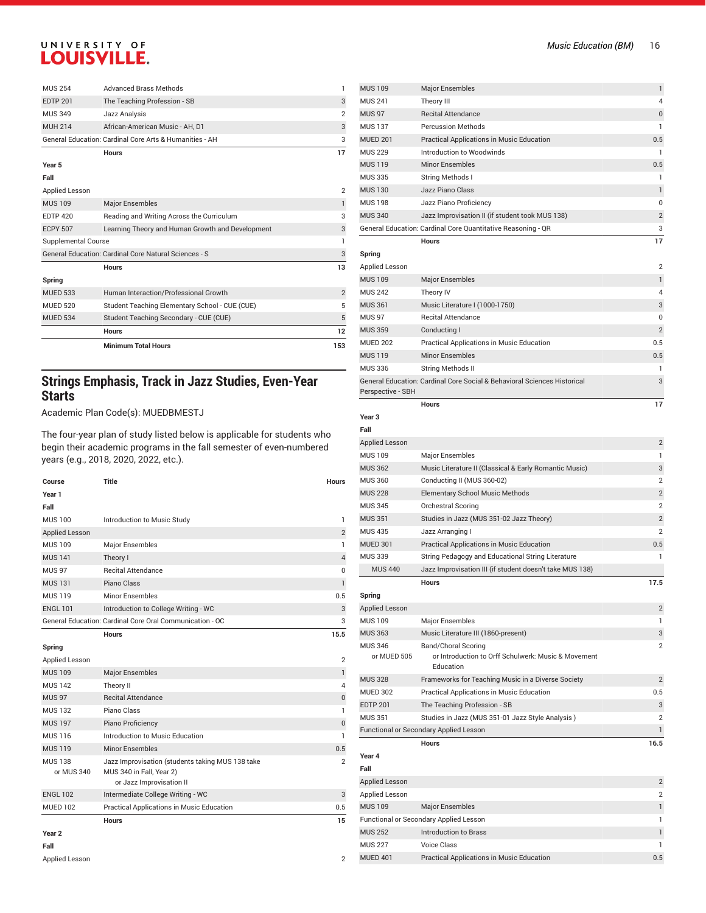| | | |
|---|---|---|
| MUS 254 | Advanced Brass Methods | 1 |
| EDTP 201 | The Teaching Profession - SB | 3 |
| MUS 349 | Jazz Analysis | 2 |
| MUH 214 | African-American Music - AH, D1 | 3 |
| General Education: Cardinal Core Arts & Humanities - AH | | 3 |
| | **Hours** | **17** |
| **Year 5** | | |
| **Fall** | | |
| Applied Lesson | | 2 |
| MUS 109 | Major Ensembles | 1 |
| EDTP 420 | Reading and Writing Across the Curriculum | 3 |
| ECPY 507 | Learning Theory and Human Growth and Development | 3 |
| Supplemental Course | | 1 |
| General Education: Cardinal Core Natural Sciences - S | | 3 |
| | **Hours** | **13** |
| **Spring** | | |
| MUED 533 | Human Interaction/Professional Growth | 2 |
| MUED 520 | Student Teaching Elementary School - CUE (CUE) | 5 |
| MUED 534 | Student Teaching Secondary - CUE (CUE) | 5 |
| | **Hours** | **12** |
| | **Minimum Total Hours** | **153** |

## Strings Emphasis, Track in Jazz Studies, Even-Year Starts

Academic Plan Code(s): MUEDBMESTJ

The four-year plan of study listed below is applicable for students who begin their academic programs in the fall semester of even-numbered years (e.g., 2018, 2020, 2022, etc.).

| Course | Title | Hours |
|---|---|---|
| **Year 1** | | |
| **Fall** | | |
| MUS 100 | Introduction to Music Study | 1 |
| Applied Lesson | | 2 |
| MUS 109 | Major Ensembles | 1 |
| MUS 141 | Theory I | 4 |
| MUS 97 | Recital Attendance | 0 |
| MUS 131 | Piano Class | 1 |
| MUS 119 | Minor Ensembles | 0.5 |
| ENGL 101 | Introduction to College Writing - WC | 3 |
| General Education: Cardinal Core Oral Communication - OC | | 3 |
| | **Hours** | **15.5** |
| **Spring** | | |
| Applied Lesson | | 2 |
| MUS 109 | Major Ensembles | 1 |
| MUS 142 | Theory II | 4 |
| MUS 97 | Recital Attendance | 0 |
| MUS 132 | Piano Class | 1 |
| MUS 197 | Piano Proficiency | 0 |
| MUS 116 | Introduction to Music Education | 1 |
| MUS 119 | Minor Ensembles | 0.5 |
| MUS 138 or MUS 340 | Jazz Improvisation (students taking MUS 138 take MUS 340 in Fall, Year 2) or Jazz Improvisation II | 2 |
| ENGL 102 | Intermediate College Writing - WC | 3 |
| MUED 102 | Practical Applications in Music Education | 0.5 |
| | **Hours** | **15** |
| **Year 2** | | |
| **Fall** | | |
| Applied Lesson | | 2 |
| MUS 109 | Major Ensembles | 1 |
| MUS 241 | Theory III | 4 |
| MUS 97 | Recital Attendance | 0 |
| MUS 137 | Percussion Methods | 1 |
| MUED 201 | Practical Applications in Music Education | 0.5 |
| MUS 229 | Introduction to Woodwinds | 1 |
| MUS 119 | Minor Ensembles | 0.5 |
| MUS 335 | String Methods I | 1 |
| MUS 130 | Jazz Piano Class | 1 |
| MUS 198 | Jazz Piano Proficiency | 0 |
| MUS 340 | Jazz Improvisation II (if student took MUS 138) | 2 |
| General Education: Cardinal Core Quantitative Reasoning - QR | | 3 |
| | **Hours** | **17** |
| **Spring** | | |
| Applied Lesson | | 2 |
| MUS 109 | Major Ensembles | 1 |
| MUS 242 | Theory IV | 4 |
| MUS 361 | Music Literature I (1000-1750) | 3 |
| MUS 97 | Recital Attendance | 0 |
| MUS 359 | Conducting I | 2 |
| MUED 202 | Practical Applications in Music Education | 0.5 |
| MUS 119 | Minor Ensembles | 0.5 |
| MUS 336 | String Methods II | 1 |
| General Education: Cardinal Core Social & Behavioral Sciences Historical Perspective - SBH | | 3 |
| | **Hours** | **17** |
| **Year 3** | | |
| **Fall** | | |
| Applied Lesson | | 2 |
| MUS 109 | Major Ensembles | 1 |
| MUS 362 | Music Literature II (Classical & Early Romantic Music) | 3 |
| MUS 360 | Conducting II (MUS 360-02) | 2 |
| MUS 228 | Elementary School Music Methods | 2 |
| MUS 345 | Orchestral Scoring | 2 |
| MUS 351 | Studies in Jazz (MUS 351-02 Jazz Theory) | 2 |
| MUS 435 | Jazz Arranging I | 2 |
| MUED 301 | Practical Applications in Music Education | 0.5 |
| MUS 339 | String Pedagogy and Educational String Literature | 1 |
| MUS 440 | Jazz Improvisation III (if student doesn't take MUS 138) | |
| | **Hours** | **17.5** |
| **Spring** | | |
| Applied Lesson | | 2 |
| MUS 109 | Major Ensembles | 1 |
| MUS 363 | Music Literature III (1860-present) | 3 |
| MUS 346 or MUED 505 | Band/Choral Scoring or Introduction to Orff Schulwerk: Music & Movement Education | 2 |
| MUS 328 | Frameworks for Teaching Music in a Diverse Society | 2 |
| MUED 302 | Practical Applications in Music Education | 0.5 |
| EDTP 201 | The Teaching Profession - SB | 3 |
| MUS 351 | Studies in Jazz (MUS 351-01 Jazz Style Analysis ) | 2 |
| Functional or Secondary Applied Lesson | | 1 |
| | **Hours** | **16.5** |
| **Year 4** | | |
| **Fall** | | |
| Applied Lesson | | 2 |
| Applied Lesson | | 2 |
| MUS 109 | Major Ensembles | 1 |
| Functional or Secondary Applied Lesson | | 1 |
| MUS 252 | Introduction to Brass | 1 |
| MUS 227 | Voice Class | 1 |
| MUED 401 | Practical Applications in Music Education | 0.5 |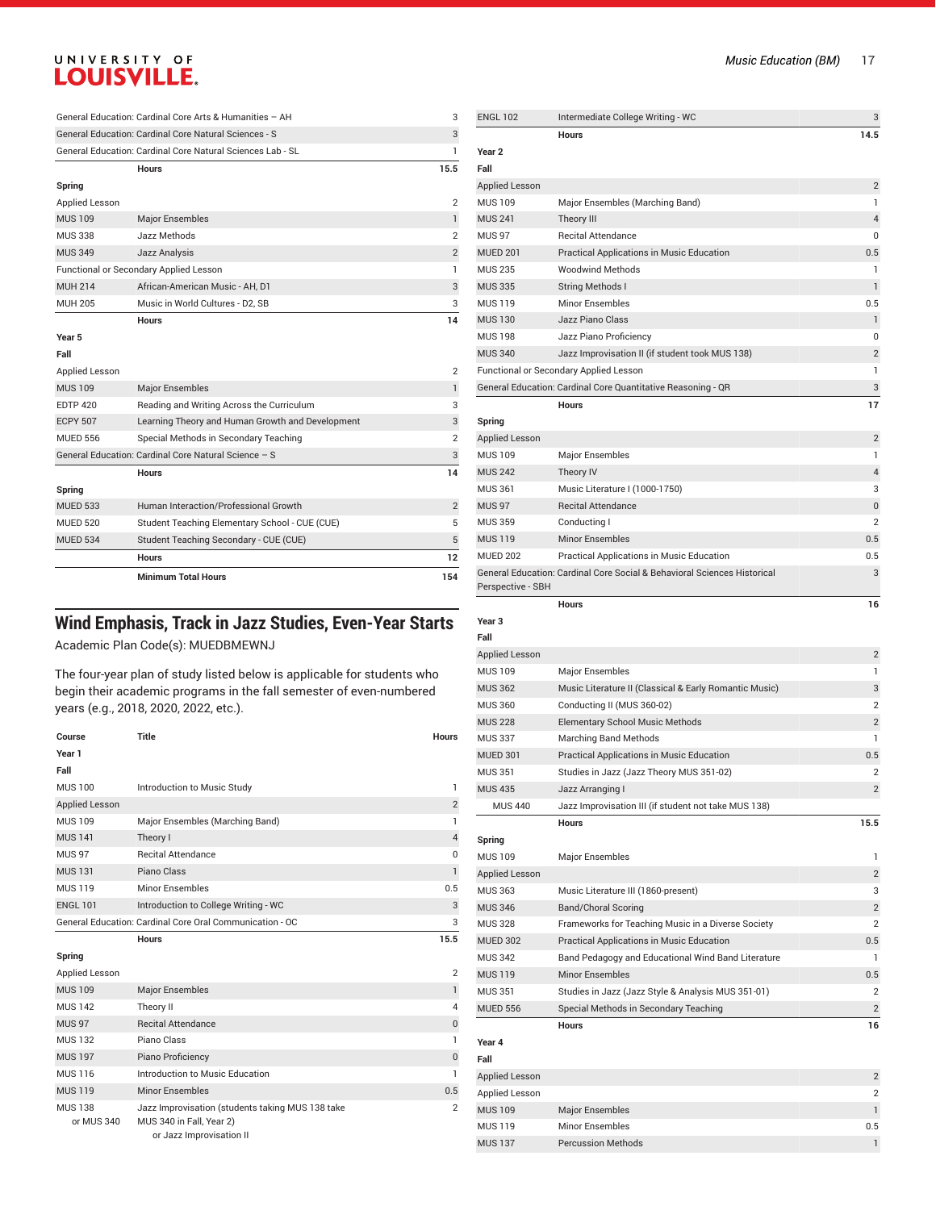| | | |
|---|---|---|
| General Education: Cardinal Core Arts & Humanities – AH | | 3 |
| General Education: Cardinal Core Natural Sciences - S | | 3 |
| General Education: Cardinal Core Natural Sciences Lab - SL | | 1 |
| | Hours | 15.5 |
| **Spring** | | |
| Applied Lesson | | 2 |
| MUS 109 | Major Ensembles | 1 |
| MUS 338 | Jazz Methods | 2 |
| MUS 349 | Jazz Analysis | 2 |
| Functional or Secondary Applied Lesson | | 1 |
| MUH 214 | African-American Music - AH, D1 | 3 |
| MUH 205 | Music in World Cultures - D2, SB | 3 |
| | Hours | 14 |
| **Year 5** | | |
| **Fall** | | |
| Applied Lesson | | 2 |
| MUS 109 | Major Ensembles | 1 |
| EDTP 420 | Reading and Writing Across the Curriculum | 3 |
| ECPY 507 | Learning Theory and Human Growth and Development | 3 |
| MUED 556 | Special Methods in Secondary Teaching | 2 |
| General Education: Cardinal Core Natural Science – S | | 3 |
| | Hours | 14 |
| **Spring** | | |
| MUED 533 | Human Interaction/Professional Growth | 2 |
| MUED 520 | Student Teaching Elementary School - CUE (CUE) | 5 |
| MUED 534 | Student Teaching Secondary - CUE (CUE) | 5 |
| | Hours | 12 |
| | Minimum Total Hours | 154 |

## Wind Emphasis, Track in Jazz Studies, Even-Year Starts

Academic Plan Code(s): MUEDBMEWNJ

The four-year plan of study listed below is applicable for students who begin their academic programs in the fall semester of even-numbered years (e.g., 2018, 2020, 2022, etc.).

| Course | Title | Hours |
|---|---|---|
| **Year 1** | | |
| **Fall** | | |
| MUS 100 | Introduction to Music Study | 1 |
| Applied Lesson | | 2 |
| MUS 109 | Major Ensembles (Marching Band) | 1 |
| MUS 141 | Theory I | 4 |
| MUS 97 | Recital Attendance | 0 |
| MUS 131 | Piano Class | 1 |
| MUS 119 | Minor Ensembles | 0.5 |
| ENGL 101 | Introduction to College Writing - WC | 3 |
| General Education: Cardinal Core Oral Communication - OC | | 3 |
| | Hours | 15.5 |
| **Spring** | | |
| Applied Lesson | | 2 |
| MUS 109 | Major Ensembles | 1 |
| MUS 142 | Theory II | 4 |
| MUS 97 | Recital Attendance | 0 |
| MUS 132 | Piano Class | 1 |
| MUS 197 | Piano Proficiency | 0 |
| MUS 116 | Introduction to Music Education | 1 |
| MUS 119 | Minor Ensembles | 0.5 |
| MUS 138 or MUS 340 | Jazz Improvisation (students taking MUS 138 take MUS 340 in Fall, Year 2) or Jazz Improvisation II | 2 |
| ENGL 102 | Intermediate College Writing - WC | 3 |
| | Hours | 14.5 |
| **Year 2** | | |
| **Fall** | | |
| Applied Lesson | | 2 |
| MUS 109 | Major Ensembles (Marching Band) | 1 |
| MUS 241 | Theory III | 4 |
| MUS 97 | Recital Attendance | 0 |
| MUED 201 | Practical Applications in Music Education | 0.5 |
| MUS 235 | Woodwind Methods | 1 |
| MUS 335 | String Methods I | 1 |
| MUS 119 | Minor Ensembles | 0.5 |
| MUS 130 | Jazz Piano Class | 1 |
| MUS 198 | Jazz Piano Proficiency | 0 |
| MUS 340 | Jazz Improvisation II (if student took MUS 138) | 2 |
| Functional or Secondary Applied Lesson | | 1 |
| General Education: Cardinal Core Quantitative Reasoning - QR | | 3 |
| | Hours | 17 |
| **Spring** | | |
| Applied Lesson | | 2 |
| MUS 109 | Major Ensembles | 1 |
| MUS 242 | Theory IV | 4 |
| MUS 361 | Music Literature I (1000-1750) | 3 |
| MUS 97 | Recital Attendance | 0 |
| MUS 359 | Conducting I | 2 |
| MUS 119 | Minor Ensembles | 0.5 |
| MUED 202 | Practical Applications in Music Education | 0.5 |
| General Education: Cardinal Core Social & Behavioral Sciences Historical Perspective - SBH | | 3 |
| | Hours | 16 |
| **Year 3** | | |
| **Fall** | | |
| Applied Lesson | | 2 |
| MUS 109 | Major Ensembles | 1 |
| MUS 362 | Music Literature II (Classical & Early Romantic Music) | 3 |
| MUS 360 | Conducting II (MUS 360-02) | 2 |
| MUS 228 | Elementary School Music Methods | 2 |
| MUS 337 | Marching Band Methods | 1 |
| MUED 301 | Practical Applications in Music Education | 0.5 |
| MUS 351 | Studies in Jazz (Jazz Theory MUS 351-02) | 2 |
| MUS 435 | Jazz Arranging I | 2 |
| MUS 440 | Jazz Improvisation III (if student not take MUS 138) | |
| | Hours | 15.5 |
| **Spring** | | |
| MUS 109 | Major Ensembles | 1 |
| Applied Lesson | | 2 |
| MUS 363 | Music Literature III (1860-present) | 3 |
| MUS 346 | Band/Choral Scoring | 2 |
| MUS 328 | Frameworks for Teaching Music in a Diverse Society | 2 |
| MUED 302 | Practical Applications in Music Education | 0.5 |
| MUS 342 | Band Pedagogy and Educational Wind Band Literature | 1 |
| MUS 119 | Minor Ensembles | 0.5 |
| MUS 351 | Studies in Jazz (Jazz Style & Analysis MUS 351-01) | 2 |
| MUED 556 | Special Methods in Secondary Teaching | 2 |
| | Hours | 16 |
| **Year 4** | | |
| **Fall** | | |
| Applied Lesson | | 2 |
| Applied Lesson | | 2 |
| MUS 109 | Major Ensembles | 1 |
| MUS 119 | Minor Ensembles | 0.5 |
| MUS 137 | Percussion Methods | 1 |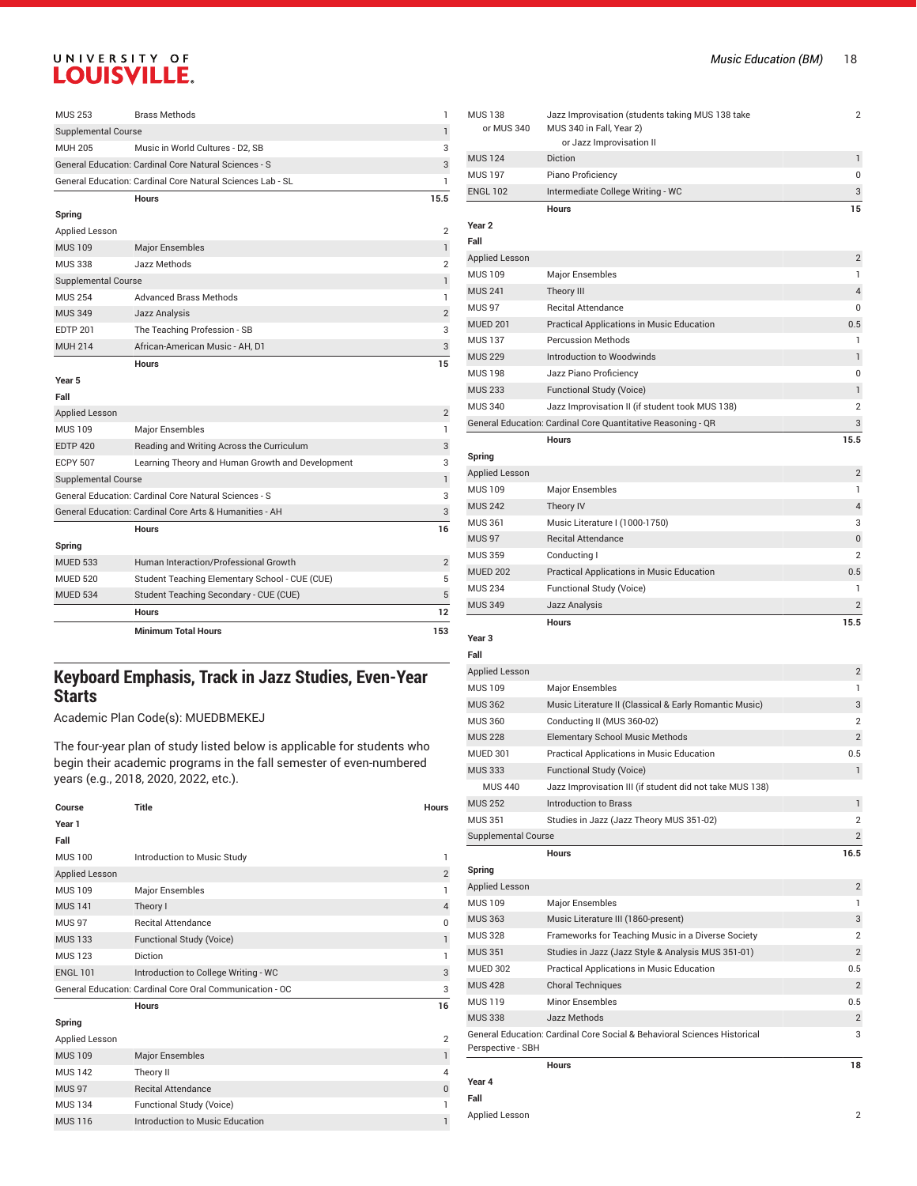| | | |
|---|---|---|
| MUS 253 | Brass Methods | 1 |
| Supplemental Course | | 1 |
| MUH 205 | Music in World Cultures - D2, SB | 3 |
| General Education: Cardinal Core Natural Sciences - S | | 3 |
| General Education: Cardinal Core Natural Sciences Lab - SL | | 1 |
| | **Hours** | **15.5** |
| **Spring** | | |
| Applied Lesson | | 2 |
| MUS 109 | Major Ensembles | 1 |
| MUS 338 | Jazz Methods | 2 |
| Supplemental Course | | 1 |
| MUS 254 | Advanced Brass Methods | 1 |
| MUS 349 | Jazz Analysis | 2 |
| EDTP 201 | The Teaching Profession - SB | 3 |
| MUH 214 | African-American Music - AH, D1 | 3 |
| | **Hours** | **15** |
| **Year 5** | | |
| **Fall** | | |
| Applied Lesson | | 2 |
| MUS 109 | Major Ensembles | 1 |
| EDTP 420 | Reading and Writing Across the Curriculum | 3 |
| ECPY 507 | Learning Theory and Human Growth and Development | 3 |
| Supplemental Course | | 1 |
| General Education: Cardinal Core Natural Sciences - S | | 3 |
| General Education: Cardinal Core Arts & Humanities - AH | | 3 |
| | **Hours** | **16** |
| **Spring** | | |
| MUED 533 | Human Interaction/Professional Growth | 2 |
| MUED 520 | Student Teaching Elementary School - CUE (CUE) | 5 |
| MUED 534 | Student Teaching Secondary - CUE (CUE) | 5 |
| | **Hours** | **12** |
| | **Minimum Total Hours** | **153** |

## Keyboard Emphasis, Track in Jazz Studies, Even-Year Starts

Academic Plan Code(s): MUEDBMEKEJ

The four-year plan of study listed below is applicable for students who begin their academic programs in the fall semester of even-numbered years (e.g., 2018, 2020, 2022, etc.).

| Course | Title | Hours |
|---|---|---|
| **Year 1** | | |
| **Fall** | | |
| MUS 100 | Introduction to Music Study | 1 |
| Applied Lesson | | 2 |
| MUS 109 | Major Ensembles | 1 |
| MUS 141 | Theory I | 4 |
| MUS 97 | Recital Attendance | 0 |
| MUS 133 | Functional Study (Voice) | 1 |
| MUS 123 | Diction | 1 |
| ENGL 101 | Introduction to College Writing - WC | 3 |
| General Education: Cardinal Core Oral Communication - OC | | 3 |
| | **Hours** | **16** |
| **Spring** | | |
| Applied Lesson | | 2 |
| MUS 109 | Major Ensembles | 1 |
| MUS 142 | Theory II | 4 |
| MUS 97 | Recital Attendance | 0 |
| MUS 134 | Functional Study (Voice) | 1 |
| MUS 116 | Introduction to Music Education | 1 |
| MUS 138 or MUS 340 | Jazz Improvisation (students taking MUS 138 take MUS 340 in Fall, Year 2) or Jazz Improvisation II | 2 |
| MUS 124 | Diction | 1 |
| MUS 197 | Piano Proficiency | 0 |
| ENGL 102 | Intermediate College Writing - WC | 3 |
| | **Hours** | **15** |
| **Year 2** | | |
| **Fall** | | |
| Applied Lesson | | 2 |
| MUS 109 | Major Ensembles | 1 |
| MUS 241 | Theory III | 4 |
| MUS 97 | Recital Attendance | 0 |
| MUED 201 | Practical Applications in Music Education | 0.5 |
| MUS 137 | Percussion Methods | 1 |
| MUS 229 | Introduction to Woodwinds | 1 |
| MUS 198 | Jazz Piano Proficiency | 0 |
| MUS 233 | Functional Study (Voice) | 1 |
| MUS 340 | Jazz Improvisation II (if student took MUS 138) | 2 |
| General Education: Cardinal Core Quantitative Reasoning - QR | | 3 |
| | **Hours** | **15.5** |
| **Spring** | | |
| Applied Lesson | | 2 |
| MUS 109 | Major Ensembles | 1 |
| MUS 242 | Theory IV | 4 |
| MUS 361 | Music Literature I (1000-1750) | 3 |
| MUS 97 | Recital Attendance | 0 |
| MUS 359 | Conducting I | 2 |
| MUED 202 | Practical Applications in Music Education | 0.5 |
| MUS 234 | Functional Study (Voice) | 1 |
| MUS 349 | Jazz Analysis | 2 |
| | **Hours** | **15.5** |
| **Year 3** | | |
| **Fall** | | |
| Applied Lesson | | 2 |
| MUS 109 | Major Ensembles | 1 |
| MUS 362 | Music Literature II (Classical & Early Romantic Music) | 3 |
| MUS 360 | Conducting II (MUS 360-02) | 2 |
| MUS 228 | Elementary School Music Methods | 2 |
| MUED 301 | Practical Applications in Music Education | 0.5 |
| MUS 333 | Functional Study (Voice) | 1 |
| MUS 440 | Jazz Improvisation III (if student did not take MUS 138) | |
| MUS 252 | Introduction to Brass | 1 |
| MUS 351 | Studies in Jazz (Jazz Theory MUS 351-02) | 2 |
| Supplemental Course | | 2 |
| | **Hours** | **16.5** |
| **Spring** | | |
| Applied Lesson | | 2 |
| MUS 109 | Major Ensembles | 1 |
| MUS 363 | Music Literature III (1860-present) | 3 |
| MUS 328 | Frameworks for Teaching Music in a Diverse Society | 2 |
| MUS 351 | Studies in Jazz (Jazz Style & Analysis MUS 351-01) | 2 |
| MUED 302 | Practical Applications in Music Education | 0.5 |
| MUS 428 | Choral Techniques | 2 |
| MUS 119 | Minor Ensembles | 0.5 |
| MUS 338 | Jazz Methods | 2 |
| General Education: Cardinal Core Social & Behavioral Sciences Historical Perspective - SBH | | 3 |
| | **Hours** | **18** |
| **Year 4** | | |
| **Fall** | | |
| Applied Lesson | | 2 |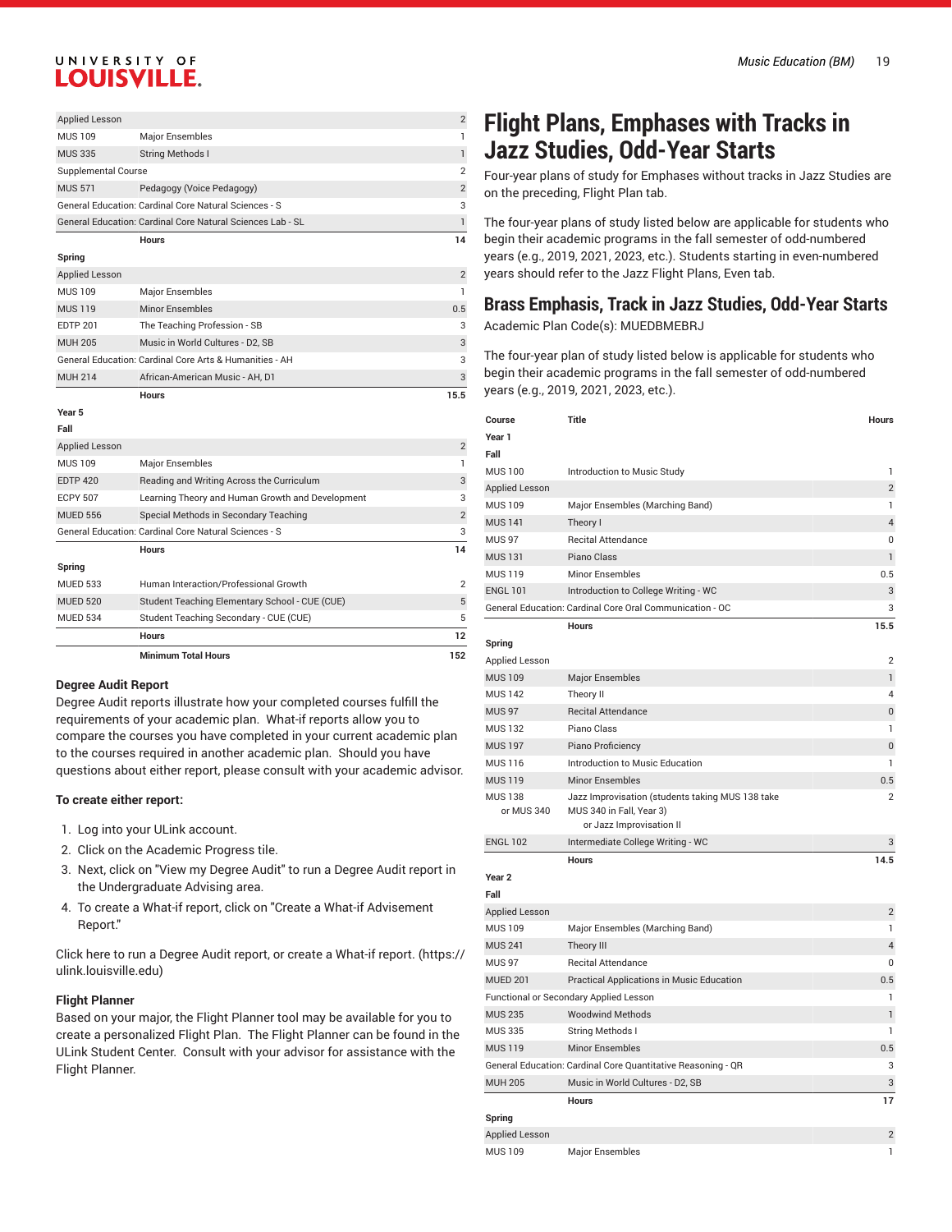| | | |
|---|---|---|
| Applied Lesson | | 2 |
| MUS 109 | Major Ensembles | 1 |
| MUS 335 | String Methods I | 1 |
| Supplemental Course | | 2 |
| MUS 571 | Pedagogy (Voice Pedagogy) | 2 |
| General Education: Cardinal Core Natural Sciences - S | | 3 |
| General Education: Cardinal Core Natural Sciences Lab - SL | | 1 |
| | **Hours** | **14** |
| **Spring** | | |
| Applied Lesson | | 2 |
| MUS 109 | Major Ensembles | 1 |
| MUS 119 | Minor Ensembles | 0.5 |
| EDTP 201 | The Teaching Profession - SB | 3 |
| MUH 205 | Music in World Cultures - D2, SB | 3 |
| General Education: Cardinal Core Arts & Humanities - AH | | 3 |
| MUH 214 | African-American Music - AH, D1 | 3 |
| | **Hours** | **15.5** |
| **Year 5** | | |
| **Fall** | | |
| Applied Lesson | | 2 |
| MUS 109 | Major Ensembles | 1 |
| EDTP 420 | Reading and Writing Across the Curriculum | 3 |
| ECPY 507 | Learning Theory and Human Growth and Development | 3 |
| MUED 556 | Special Methods in Secondary Teaching | 2 |
| General Education: Cardinal Core Natural Sciences - S | | 3 |
| | **Hours** | **14** |
| **Spring** | | |
| MUED 533 | Human Interaction/Professional Growth | 2 |
| MUED 520 | Student Teaching Elementary School - CUE (CUE) | 5 |
| MUED 534 | Student Teaching Secondary - CUE (CUE) | 5 |
| | **Hours** | **12** |
| | **Minimum Total Hours** | **152** |

### Degree Audit Report

Degree Audit reports illustrate how your completed courses fulfill the requirements of your academic plan. What-if reports allow you to compare the courses you have completed in your current academic plan to the courses required in another academic plan. Should you have questions about either report, please consult with your academic advisor.

**To create either report:**

1. Log into your ULink account.
2. Click on the Academic Progress tile.
3. Next, click on "View my Degree Audit" to run a Degree Audit report in the Undergraduate Advising area.
4. To create a What-if report, click on "Create a What-if Advisement Report."

Click here to run a Degree Audit report, or create a What-if report. (https://ulink.louisville.edu)

### Flight Planner

Based on your major, the Flight Planner tool may be available for you to create a personalized Flight Plan. The Flight Planner can be found in the ULink Student Center. Consult with your advisor for assistance with the Flight Planner.

# Flight Plans, Emphases with Tracks in Jazz Studies, Odd-Year Starts

Four-year plans of study for Emphases without tracks in Jazz Studies are on the preceding, Flight Plan tab.

The four-year plans of study listed below are applicable for students who begin their academic programs in the fall semester of odd-numbered years (e.g., 2019, 2021, 2023, etc.). Students starting in even-numbered years should refer to the Jazz Flight Plans, Even tab.

## Brass Emphasis, Track in Jazz Studies, Odd-Year Starts

Academic Plan Code(s): MUEDBMEBRJ

The four-year plan of study listed below is applicable for students who begin their academic programs in the fall semester of odd-numbered years (e.g., 2019, 2021, 2023, etc.).

| Course | Title | Hours |
|---|---|---|
| **Year 1** | | |
| **Fall** | | |
| MUS 100 | Introduction to Music Study | 1 |
| Applied Lesson | | 2 |
| MUS 109 | Major Ensembles (Marching Band) | 1 |
| MUS 141 | Theory I | 4 |
| MUS 97 | Recital Attendance | 0 |
| MUS 131 | Piano Class | 1 |
| MUS 119 | Minor Ensembles | 0.5 |
| ENGL 101 | Introduction to College Writing - WC | 3 |
| General Education: Cardinal Core Oral Communication - OC | | 3 |
| | **Hours** | **15.5** |
| **Spring** | | |
| Applied Lesson | | 2 |
| MUS 109 | Major Ensembles | 1 |
| MUS 142 | Theory II | 4 |
| MUS 97 | Recital Attendance | 0 |
| MUS 132 | Piano Class | 1 |
| MUS 197 | Piano Proficiency | 0 |
| MUS 116 | Introduction to Music Education | 1 |
| MUS 119 | Minor Ensembles | 0.5 |
| MUS 138 or MUS 340 | Jazz Improvisation (students taking MUS 138 take MUS 340 in Fall, Year 3) or Jazz Improvisation II | 2 |
| ENGL 102 | Intermediate College Writing - WC | 3 |
| | **Hours** | **14.5** |
| **Year 2** | | |
| **Fall** | | |
| Applied Lesson | | 2 |
| MUS 109 | Major Ensembles (Marching Band) | 1 |
| MUS 241 | Theory III | 4 |
| MUS 97 | Recital Attendance | 0 |
| MUED 201 | Practical Applications in Music Education | 0.5 |
| Functional or Secondary Applied Lesson | | 1 |
| MUS 235 | Woodwind Methods | 1 |
| MUS 335 | String Methods I | 1 |
| MUS 119 | Minor Ensembles | 0.5 |
| General Education: Cardinal Core Quantitative Reasoning - QR | | 3 |
| MUH 205 | Music in World Cultures - D2, SB | 3 |
| | **Hours** | **17** |
| **Spring** | | |
| Applied Lesson | | 2 |
| MUS 109 | Major Ensembles | 1 |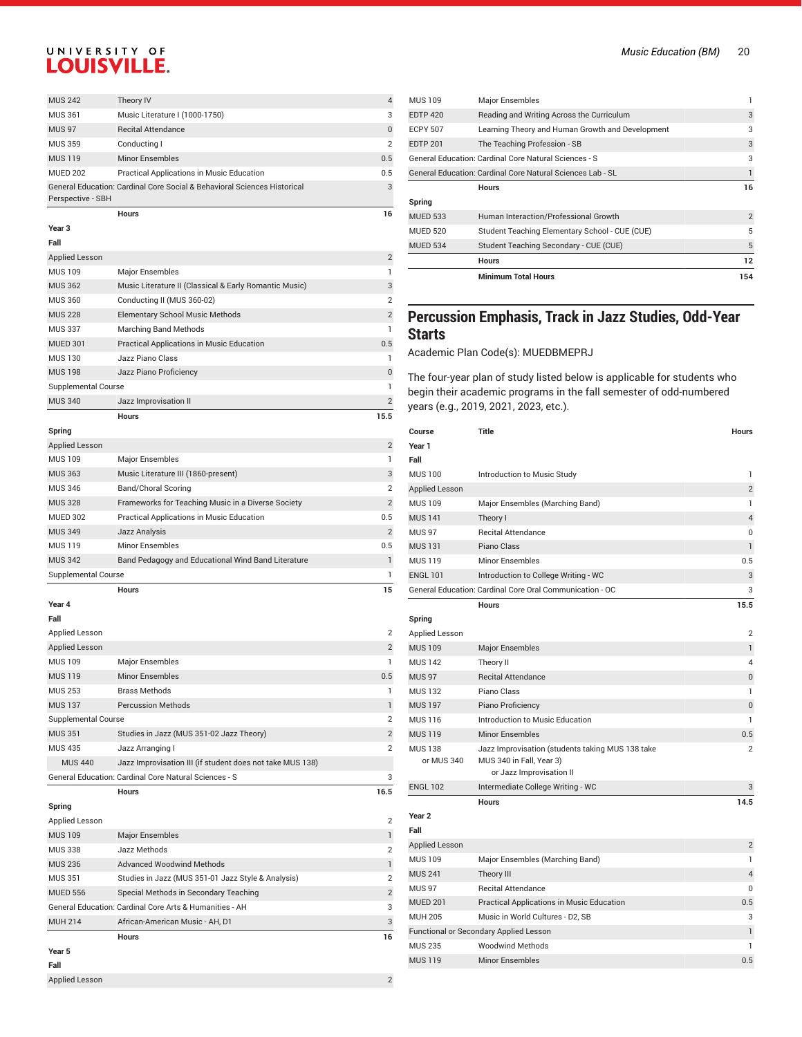| | | |
|---|---|---|
| MUS 242 | Theory IV | 4 |
| MUS 361 | Music Literature I (1000-1750) | 3 |
| MUS 97 | Recital Attendance | 0 |
| MUS 359 | Conducting I | 2 |
| MUS 119 | Minor Ensembles | 0.5 |
| MUED 202 | Practical Applications in Music Education | 0.5 |
| General Education: Cardinal Core Social & Behavioral Sciences Historical Perspective - SBH | | 3 |
| | **Hours** | **16** |
| **Year 3** | | |
| **Fall** | | |
| Applied Lesson | | 2 |
| MUS 109 | Major Ensembles | 1 |
| MUS 362 | Music Literature II (Classical & Early Romantic Music) | 3 |
| MUS 360 | Conducting II (MUS 360-02) | 2 |
| MUS 228 | Elementary School Music Methods | 2 |
| MUS 337 | Marching Band Methods | 1 |
| MUED 301 | Practical Applications in Music Education | 0.5 |
| MUS 130 | Jazz Piano Class | 1 |
| MUS 198 | Jazz Piano Proficiency | 0 |
| Supplemental Course | | 1 |
| MUS 340 | Jazz Improvisation II | 2 |
| | **Hours** | **15.5** |
| **Spring** | | |
| Applied Lesson | | 2 |
| MUS 109 | Major Ensembles | 1 |
| MUS 363 | Music Literature III (1860-present) | 3 |
| MUS 346 | Band/Choral Scoring | 2 |
| MUS 328 | Frameworks for Teaching Music in a Diverse Society | 2 |
| MUED 302 | Practical Applications in Music Education | 0.5 |
| MUS 349 | Jazz Analysis | 2 |
| MUS 119 | Minor Ensembles | 0.5 |
| MUS 342 | Band Pedagogy and Educational Wind Band Literature | 1 |
| Supplemental Course | | 1 |
| | **Hours** | **15** |
| **Year 4** | | |
| **Fall** | | |
| Applied Lesson | | 2 |
| Applied Lesson | | 2 |
| MUS 109 | Major Ensembles | 1 |
| MUS 119 | Minor Ensembles | 0.5 |
| MUS 253 | Brass Methods | 1 |
| MUS 137 | Percussion Methods | 1 |
| Supplemental Course | | 2 |
| MUS 351 | Studies in Jazz (MUS 351-02 Jazz Theory) | 2 |
| MUS 435 | Jazz Arranging I | 2 |
| MUS 440 | Jazz Improvisation III (if student does not take MUS 138) | |
| General Education: Cardinal Core Natural Sciences - S | | 3 |
| | **Hours** | **16.5** |
| **Spring** | | |
| Applied Lesson | | 2 |
| MUS 109 | Major Ensembles | 1 |
| MUS 338 | Jazz Methods | 2 |
| MUS 236 | Advanced Woodwind Methods | 1 |
| MUS 351 | Studies in Jazz (MUS 351-01 Jazz Style & Analysis) | 2 |
| MUED 556 | Special Methods in Secondary Teaching | 2 |
| General Education: Cardinal Core Arts & Humanities - AH | | 3 |
| MUH 214 | African-American Music - AH, D1 | 3 |
| | **Hours** | **16** |
| **Year 5** | | |
| **Fall** | | |
| Applied Lesson | | 2 |
| MUS 109 | Major Ensembles | 1 |
| EDTP 420 | Reading and Writing Across the Curriculum | 3 |
| ECPY 507 | Learning Theory and Human Growth and Development | 3 |
| EDTP 201 | The Teaching Profession - SB | 3 |
| General Education: Cardinal Core Natural Sciences - S | | 3 |
| General Education: Cardinal Core Natural Sciences Lab - SL | | 1 |
| | **Hours** | **16** |
| **Spring** | | |
| MUED 533 | Human Interaction/Professional Growth | 2 |
| MUED 520 | Student Teaching Elementary School - CUE (CUE) | 5 |
| MUED 534 | Student Teaching Secondary - CUE (CUE) | 5 |
| | **Hours** | **12** |
| | **Minimum Total Hours** | **154** |

## Percussion Emphasis, Track in Jazz Studies, Odd-Year Starts

Academic Plan Code(s): MUEDBMEPRJ

The four-year plan of study listed below is applicable for students who begin their academic programs in the fall semester of odd-numbered years (e.g., 2019, 2021, 2023, etc.).

| Course | Title | Hours |
|---|---|---|
| **Year 1** | | |
| **Fall** | | |
| MUS 100 | Introduction to Music Study | 1 |
| Applied Lesson | | 2 |
| MUS 109 | Major Ensembles (Marching Band) | 1 |
| MUS 141 | Theory I | 4 |
| MUS 97 | Recital Attendance | 0 |
| MUS 131 | Piano Class | 1 |
| MUS 119 | Minor Ensembles | 0.5 |
| ENGL 101 | Introduction to College Writing - WC | 3 |
| General Education: Cardinal Core Oral Communication - OC | | 3 |
| | **Hours** | **15.5** |
| **Spring** | | |
| Applied Lesson | | 2 |
| MUS 109 | Major Ensembles | 1 |
| MUS 142 | Theory II | 4 |
| MUS 97 | Recital Attendance | 0 |
| MUS 132 | Piano Class | 1 |
| MUS 197 | Piano Proficiency | 0 |
| MUS 116 | Introduction to Music Education | 1 |
| MUS 119 | Minor Ensembles | 0.5 |
| MUS 138 or MUS 340 | Jazz Improvisation (students taking MUS 138 take MUS 340 in Fall, Year 3) or Jazz Improvisation II | 2 |
| ENGL 102 | Intermediate College Writing - WC | 3 |
| | **Hours** | **14.5** |
| **Year 2** | | |
| **Fall** | | |
| Applied Lesson | | 2 |
| MUS 109 | Major Ensembles (Marching Band) | 1 |
| MUS 241 | Theory III | 4 |
| MUS 97 | Recital Attendance | 0 |
| MUED 201 | Practical Applications in Music Education | 0.5 |
| MUH 205 | Music in World Cultures - D2, SB | 3 |
| Functional or Secondary Applied Lesson | | 1 |
| MUS 235 | Woodwind Methods | 1 |
| MUS 119 | Minor Ensembles | 0.5 |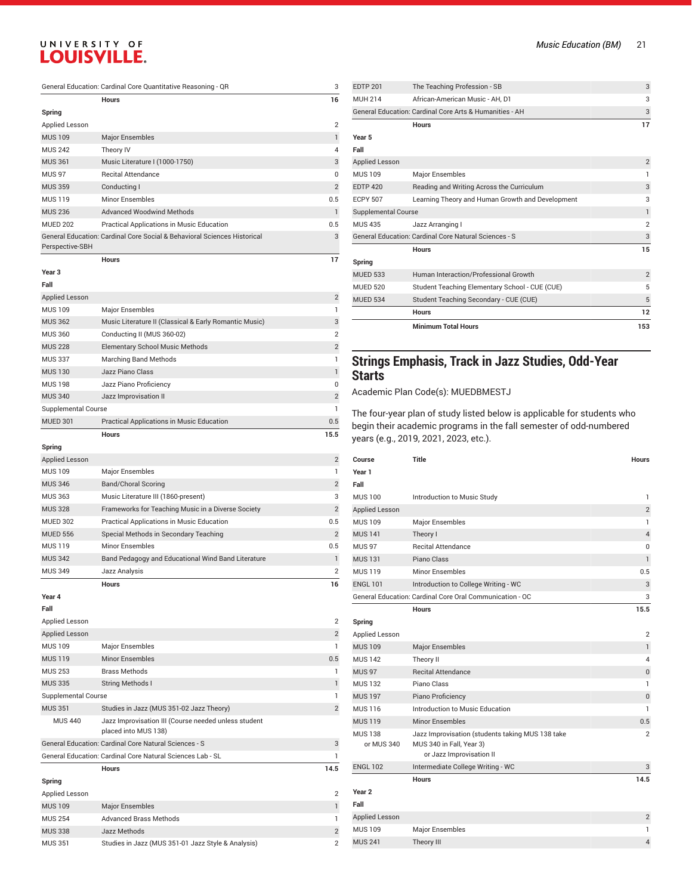| | | |
|---|---|---|
| General Education: Cardinal Core Quantitative Reasoning - QR | | 3 |
| | **Hours** | **16** |
| **Spring** | | |
| Applied Lesson | | 2 |
| MUS 109 | Major Ensembles | 1 |
| MUS 242 | Theory IV | 4 |
| MUS 361 | Music Literature I (1000-1750) | 3 |
| MUS 97 | Recital Attendance | 0 |
| MUS 359 | Conducting I | 2 |
| MUS 119 | Minor Ensembles | 0.5 |
| MUS 236 | Advanced Woodwind Methods | 1 |
| MUED 202 | Practical Applications in Music Education | 0.5 |
| General Education: Cardinal Core Social & Behavioral Sciences Historical Perspective-SBH | | 3 |
| | **Hours** | **17** |
| **Year 3** | | |
| **Fall** | | |
| Applied Lesson | | 2 |
| MUS 109 | Major Ensembles | 1 |
| MUS 362 | Music Literature II (Classical & Early Romantic Music) | 3 |
| MUS 360 | Conducting II (MUS 360-02) | 2 |
| MUS 228 | Elementary School Music Methods | 2 |
| MUS 337 | Marching Band Methods | 1 |
| MUS 130 | Jazz Piano Class | 1 |
| MUS 198 | Jazz Piano Proficiency | 0 |
| MUS 340 | Jazz Improvisation II | 2 |
| Supplemental Course | | 1 |
| MUED 301 | Practical Applications in Music Education | 0.5 |
| | **Hours** | **15.5** |
| **Spring** | | |
| Applied Lesson | | 2 |
| MUS 109 | Major Ensembles | 1 |
| MUS 346 | Band/Choral Scoring | 2 |
| MUS 363 | Music Literature III (1860-present) | 3 |
| MUS 328 | Frameworks for Teaching Music in a Diverse Society | 2 |
| MUED 302 | Practical Applications in Music Education | 0.5 |
| MUED 556 | Special Methods in Secondary Teaching | 2 |
| MUS 119 | Minor Ensembles | 0.5 |
| MUS 342 | Band Pedagogy and Educational Wind Band Literature | 1 |
| MUS 349 | Jazz Analysis | 2 |
| | **Hours** | **16** |
| **Year 4** | | |
| **Fall** | | |
| Applied Lesson | | 2 |
| Applied Lesson | | 2 |
| MUS 109 | Major Ensembles | 1 |
| MUS 119 | Minor Ensembles | 0.5 |
| MUS 253 | Brass Methods | 1 |
| MUS 335 | String Methods I | 1 |
| Supplemental Course | | 1 |
| MUS 351 | Studies in Jazz (MUS 351-02 Jazz Theory) | 2 |
| MUS 440 | Jazz Improvisation III (Course needed unless student placed into MUS 138) | |
| General Education: Cardinal Core Natural Sciences - S | | 3 |
| General Education: Cardinal Core Natural Sciences Lab - SL | | 1 |
| | **Hours** | **14.5** |
| **Spring** | | |
| Applied Lesson | | 2 |
| MUS 109 | Major Ensembles | 1 |
| MUS 254 | Advanced Brass Methods | 1 |
| MUS 338 | Jazz Methods | 2 |
| MUS 351 | Studies in Jazz (MUS 351-01 Jazz Style & Analysis) | 2 |
| EDTP 201 | The Teaching Profession - SB | 3 |
| MUH 214 | African-American Music - AH, D1 | 3 |
| General Education: Cardinal Core Arts & Humanities - AH | | 3 |
| | **Hours** | **17** |
| **Year 5** | | |
| **Fall** | | |
| Applied Lesson | | 2 |
| MUS 109 | Major Ensembles | 1 |
| EDTP 420 | Reading and Writing Across the Curriculum | 3 |
| ECPY 507 | Learning Theory and Human Growth and Development | 3 |
| Supplemental Course | | 1 |
| MUS 435 | Jazz Arranging I | 2 |
| General Education: Cardinal Core Natural Sciences - S | | 3 |
| | **Hours** | **15** |
| **Spring** | | |
| MUED 533 | Human Interaction/Professional Growth | 2 |
| MUED 520 | Student Teaching Elementary School - CUE (CUE) | 5 |
| MUED 534 | Student Teaching Secondary - CUE (CUE) | 5 |
| | **Hours** | **12** |
| | **Minimum Total Hours** | **153** |

## Strings Emphasis, Track in Jazz Studies, Odd-Year Starts

Academic Plan Code(s): MUEDBMESTJ

The four-year plan of study listed below is applicable for students who begin their academic programs in the fall semester of odd-numbered years (e.g., 2019, 2021, 2023, etc.).

| Course | Title | Hours |
|---|---|---|
| **Year 1** | | |
| **Fall** | | |
| MUS 100 | Introduction to Music Study | 1 |
| Applied Lesson | | 2 |
| MUS 109 | Major Ensembles | 1 |
| MUS 141 | Theory I | 4 |
| MUS 97 | Recital Attendance | 0 |
| MUS 131 | Piano Class | 1 |
| MUS 119 | Minor Ensembles | 0.5 |
| ENGL 101 | Introduction to College Writing - WC | 3 |
| General Education: Cardinal Core Oral Communication - OC | | 3 |
| | **Hours** | **15.5** |
| **Spring** | | |
| Applied Lesson | | 2 |
| MUS 109 | Major Ensembles | 1 |
| MUS 142 | Theory II | 4 |
| MUS 97 | Recital Attendance | 0 |
| MUS 132 | Piano Class | 1 |
| MUS 197 | Piano Proficiency | 0 |
| MUS 116 | Introduction to Music Education | 1 |
| MUS 119 | Minor Ensembles | 0.5 |
| MUS 138 or MUS 340 | Jazz Improvisation (students taking MUS 138 take MUS 340 in Fall, Year 3) or Jazz Improvisation II | 2 |
| ENGL 102 | Intermediate College Writing - WC | 3 |
| | **Hours** | **14.5** |
| **Year 2** | | |
| **Fall** | | |
| Applied Lesson | | 2 |
| MUS 109 | Major Ensembles | 1 |
| MUS 241 | Theory III | 4 |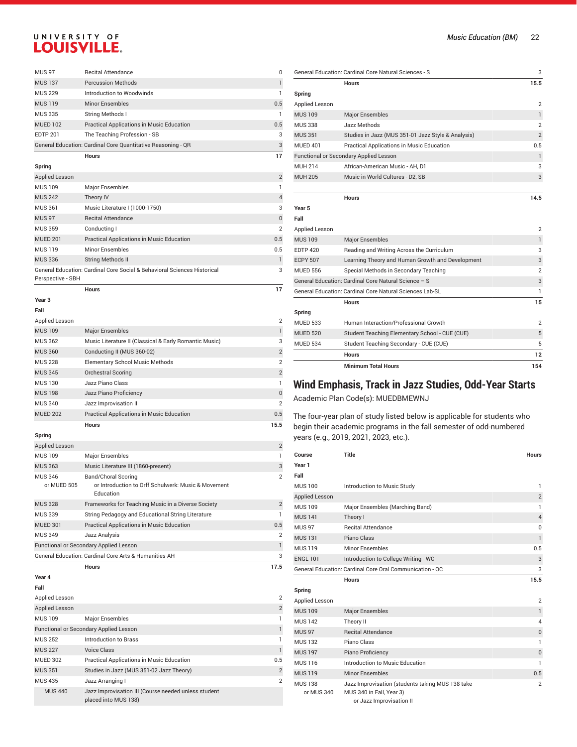| Course | Title | Hours |
|---|---|---|
| MUS 97 | Recital Attendance | 0 |
| MUS 137 | Percussion Methods | 1 |
| MUS 229 | Introduction to Woodwinds | 1 |
| MUS 119 | Minor Ensembles | 0.5 |
| MUS 335 | String Methods I | 1 |
| MUED 102 | Practical Applications in Music Education | 0.5 |
| EDTP 201 | The Teaching Profession - SB | 3 |
| General Education: Cardinal Core Quantitative Reasoning - QR | | 3 |
| | Hours | 17 |
| **Spring** | | |
| Applied Lesson | | 2 |
| MUS 109 | Major Ensembles | 1 |
| MUS 242 | Theory IV | 4 |
| MUS 361 | Music Literature I (1000-1750) | 3 |
| MUS 97 | Recital Attendance | 0 |
| MUS 359 | Conducting I | 2 |
| MUED 201 | Practical Applications in Music Education | 0.5 |
| MUS 119 | Minor Ensembles | 0.5 |
| MUS 336 | String Methods II | 1 |
| General Education: Cardinal Core Social & Behavioral Sciences Historical Perspective - SBH | | 3 |
| | Hours | 17 |
| **Year 3** | | |
| **Fall** | | |
| Applied Lesson | | 2 |
| MUS 109 | Major Ensembles | 1 |
| MUS 362 | Music Literature II (Classical & Early Romantic Music) | 3 |
| MUS 360 | Conducting II (MUS 360-02) | 2 |
| MUS 228 | Elementary School Music Methods | 2 |
| MUS 345 | Orchestral Scoring | 2 |
| MUS 130 | Jazz Piano Class | 1 |
| MUS 198 | Jazz Piano Proficiency | 0 |
| MUS 340 | Jazz Improvisation II | 2 |
| MUED 202 | Practical Applications in Music Education | 0.5 |
| | Hours | 15.5 |
| **Spring** | | |
| Applied Lesson | | 2 |
| MUS 109 | Major Ensembles | 1 |
| MUS 363 | Music Literature III (1860-present) | 3 |
| MUS 346 or MUED 505 | Band/Choral Scoring or Introduction to Orff Schulwerk: Music & Movement Education | 2 |
| MUS 328 | Frameworks for Teaching Music in a Diverse Society | 2 |
| MUS 339 | String Pedagogy and Educational String Literature | 1 |
| MUED 301 | Practical Applications in Music Education | 0.5 |
| MUS 349 | Jazz Analysis | 2 |
| Functional or Secondary Applied Lesson | | 1 |
| General Education: Cardinal Core Arts & Humanities-AH | | 3 |
| | Hours | 17.5 |
| **Year 4** | | |
| **Fall** | | |
| Applied Lesson | | 2 |
| Applied Lesson | | 2 |
| MUS 109 | Major Ensembles | 1 |
| Functional or Secondary Applied Lesson | | 1 |
| MUS 252 | Introduction to Brass | 1 |
| MUS 227 | Voice Class | 1 |
| MUED 302 | Practical Applications in Music Education | 0.5 |
| MUS 351 | Studies in Jazz (MUS 351-02 Jazz Theory) | 2 |
| MUS 435 | Jazz Arranging I | 2 |
| MUS 440 | Jazz Improvisation III (Course needed unless student placed into MUS 138) | |
| General Education: Cardinal Core Natural Sciences - S | | 3 |
| | Hours | 15.5 |
| **Spring** | | |
| Applied Lesson | | 2 |
| MUS 109 | Major Ensembles | 1 |
| MUS 338 | Jazz Methods | 2 |
| MUS 351 | Studies in Jazz (MUS 351-01 Jazz Style & Analysis) | 2 |
| MUED 401 | Practical Applications in Music Education | 0.5 |
| Functional or Secondary Applied Lesson | | 1 |
| MUH 214 | African-American Music - AH, D1 | 3 |
| MUH 205 | Music in World Cultures - D2, SB | 3 |
| | Hours | 14.5 |
| **Year 5** | | |
| **Fall** | | |
| Applied Lesson | | 2 |
| MUS 109 | Major Ensembles | 1 |
| EDTP 420 | Reading and Writing Across the Curriculum | 3 |
| ECPY 507 | Learning Theory and Human Growth and Development | 3 |
| MUED 556 | Special Methods in Secondary Teaching | 2 |
| General Education: Cardinal Core Natural Science – S | | 3 |
| General Education: Cardinal Core Natural Sciences Lab-SL | | 1 |
| | Hours | 15 |
| **Spring** | | |
| MUED 533 | Human Interaction/Professional Growth | 2 |
| MUED 520 | Student Teaching Elementary School - CUE (CUE) | 5 |
| MUED 534 | Student Teaching Secondary - CUE (CUE) | 5 |
| | Hours | 12 |
| | Minimum Total Hours | 154 |

## Wind Emphasis, Track in Jazz Studies, Odd-Year Starts

Academic Plan Code(s): MUEDBMEWNJ

The four-year plan of study listed below is applicable for students who begin their academic programs in the fall semester of odd-numbered years (e.g., 2019, 2021, 2023, etc.).

| Course | Title | Hours |
|---|---|---|
| **Year 1** | | |
| **Fall** | | |
| MUS 100 | Introduction to Music Study | 1 |
| Applied Lesson | | 2 |
| MUS 109 | Major Ensembles (Marching Band) | 1 |
| MUS 141 | Theory I | 4 |
| MUS 97 | Recital Attendance | 0 |
| MUS 131 | Piano Class | 1 |
| MUS 119 | Minor Ensembles | 0.5 |
| ENGL 101 | Introduction to College Writing - WC | 3 |
| General Education: Cardinal Core Oral Communication - OC | | 3 |
| | Hours | 15.5 |
| **Spring** | | |
| Applied Lesson | | 2 |
| MUS 109 | Major Ensembles | 1 |
| MUS 142 | Theory II | 4 |
| MUS 97 | Recital Attendance | 0 |
| MUS 132 | Piano Class | 1 |
| MUS 197 | Piano Proficiency | 0 |
| MUS 116 | Introduction to Music Education | 1 |
| MUS 119 | Minor Ensembles | 0.5 |
| MUS 138 or MUS 340 | Jazz Improvisation (students taking MUS 138 take MUS 340 in Fall, Year 3) or Jazz Improvisation II | 2 |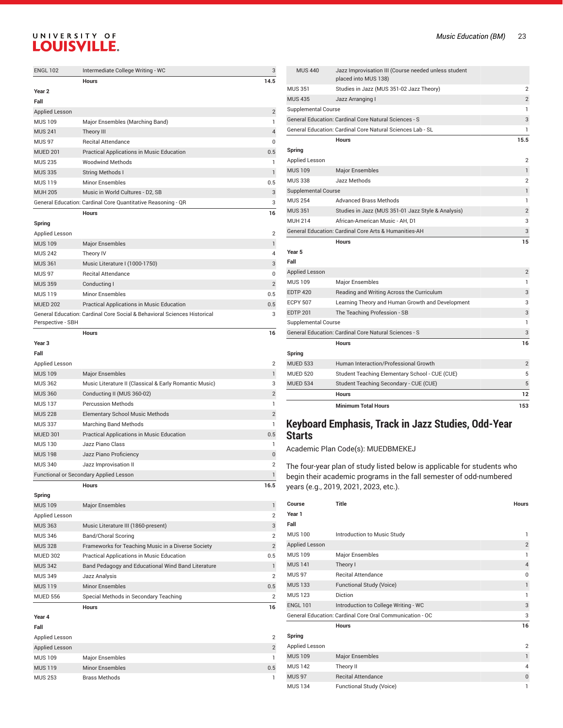| Course | Title | Hours |
|---|---|---|
| ENGL 102 | Intermediate College Writing - WC | 3 |
| | Hours | 14.5 |
| **Year 2** | | |
| **Fall** | | |
| Applied Lesson | | 2 |
| MUS 109 | Major Ensembles (Marching Band) | 1 |
| MUS 241 | Theory III | 4 |
| MUS 97 | Recital Attendance | 0 |
| MUED 201 | Practical Applications in Music Education | 0.5 |
| MUS 235 | Woodwind Methods | 1 |
| MUS 335 | String Methods I | 1 |
| MUS 119 | Minor Ensembles | 0.5 |
| MUH 205 | Music in World Cultures - D2, SB | 3 |
| General Education: Cardinal Core Quantitative Reasoning - QR | | 3 |
| | Hours | 16 |
| **Spring** | | |
| Applied Lesson | | 2 |
| MUS 109 | Major Ensembles | 1 |
| MUS 242 | Theory IV | 4 |
| MUS 361 | Music Literature I (1000-1750) | 3 |
| MUS 97 | Recital Attendance | 0 |
| MUS 359 | Conducting I | 2 |
| MUS 119 | Minor Ensembles | 0.5 |
| MUED 202 | Practical Applications in Music Education | 0.5 |
| General Education: Cardinal Core Social & Behavioral Sciences Historical Perspective - SBH | | 3 |
| | Hours | 16 |
| **Year 3** | | |
| **Fall** | | |
| Applied Lesson | | 2 |
| MUS 109 | Major Ensembles | 1 |
| MUS 362 | Music Literature II (Classical & Early Romantic Music) | 3 |
| MUS 360 | Conducting II (MUS 360-02) | 2 |
| MUS 137 | Percussion Methods | 1 |
| MUS 228 | Elementary School Music Methods | 2 |
| MUS 337 | Marching Band Methods | 1 |
| MUED 301 | Practical Applications in Music Education | 0.5 |
| MUS 130 | Jazz Piano Class | 1 |
| MUS 198 | Jazz Piano Proficiency | 0 |
| MUS 340 | Jazz Improvisation II | 2 |
| Functional or Secondary Applied Lesson | | 1 |
| | Hours | 16.5 |
| **Spring** | | |
| MUS 109 | Major Ensembles | 1 |
| Applied Lesson | | 2 |
| MUS 363 | Music Literature III (1860-present) | 3 |
| MUS 346 | Band/Choral Scoring | 2 |
| MUS 328 | Frameworks for Teaching Music in a Diverse Society | 2 |
| MUED 302 | Practical Applications in Music Education | 0.5 |
| MUS 342 | Band Pedagogy and Educational Wind Band Literature | 1 |
| MUS 349 | Jazz Analysis | 2 |
| MUS 119 | Minor Ensembles | 0.5 |
| MUED 556 | Special Methods in Secondary Teaching | 2 |
| | Hours | 16 |
| **Year 4** | | |
| **Fall** | | |
| Applied Lesson | | 2 |
| Applied Lesson | | 2 |
| MUS 109 | Major Ensembles | 1 |
| MUS 119 | Minor Ensembles | 0.5 |
| MUS 253 | Brass Methods | 1 |
| MUS 440 | Jazz Improvisation III (Course needed unless student placed into MUS 138) | |
| MUS 351 | Studies in Jazz (MUS 351-02 Jazz Theory) | 2 |
| MUS 435 | Jazz Arranging I | 2 |
| Supplemental Course | | 1 |
| General Education: Cardinal Core Natural Sciences - S | | 3 |
| General Education: Cardinal Core Natural Sciences Lab - SL | | 1 |
| | Hours | 15.5 |
| **Spring** | | |
| Applied Lesson | | 2 |
| MUS 109 | Major Ensembles | 1 |
| MUS 338 | Jazz Methods | 2 |
| Supplemental Course | | 1 |
| MUS 254 | Advanced Brass Methods | 1 |
| MUS 351 | Studies in Jazz (MUS 351-01 Jazz Style & Analysis) | 2 |
| MUH 214 | African-American Music - AH, D1 | 3 |
| General Education: Cardinal Core Arts & Humanities-AH | | 3 |
| | Hours | 15 |
| **Year 5** | | |
| **Fall** | | |
| Applied Lesson | | 2 |
| MUS 109 | Major Ensembles | 1 |
| EDTP 420 | Reading and Writing Across the Curriculum | 3 |
| ECPY 507 | Learning Theory and Human Growth and Development | 3 |
| EDTP 201 | The Teaching Profession - SB | 3 |
| Supplemental Course | | 1 |
| General Education: Cardinal Core Natural Sciences - S | | 3 |
| | Hours | 16 |
| **Spring** | | |
| MUED 533 | Human Interaction/Professional Growth | 2 |
| MUED 520 | Student Teaching Elementary School - CUE (CUE) | 5 |
| MUED 534 | Student Teaching Secondary - CUE (CUE) | 5 |
| | Hours | 12 |
| | Minimum Total Hours | 153 |

## Keyboard Emphasis, Track in Jazz Studies, Odd-Year Starts

Academic Plan Code(s): MUEDBMEKEJ

The four-year plan of study listed below is applicable for students who begin their academic programs in the fall semester of odd-numbered years (e.g., 2019, 2021, 2023, etc.).

| Course | Title | Hours |
|---|---|---|
| **Year 1** | | |
| **Fall** | | |
| MUS 100 | Introduction to Music Study | 1 |
| Applied Lesson | | 2 |
| MUS 109 | Major Ensembles | 1 |
| MUS 141 | Theory I | 4 |
| MUS 97 | Recital Attendance | 0 |
| MUS 133 | Functional Study (Voice) | 1 |
| MUS 123 | Diction | 1 |
| ENGL 101 | Introduction to College Writing - WC | 3 |
| General Education: Cardinal Core Oral Communication - OC | | 3 |
| | Hours | 16 |
| **Spring** | | |
| Applied Lesson | | 2 |
| MUS 109 | Major Ensembles | 1 |
| MUS 142 | Theory II | 4 |
| MUS 97 | Recital Attendance | 0 |
| MUS 134 | Functional Study (Voice) | 1 |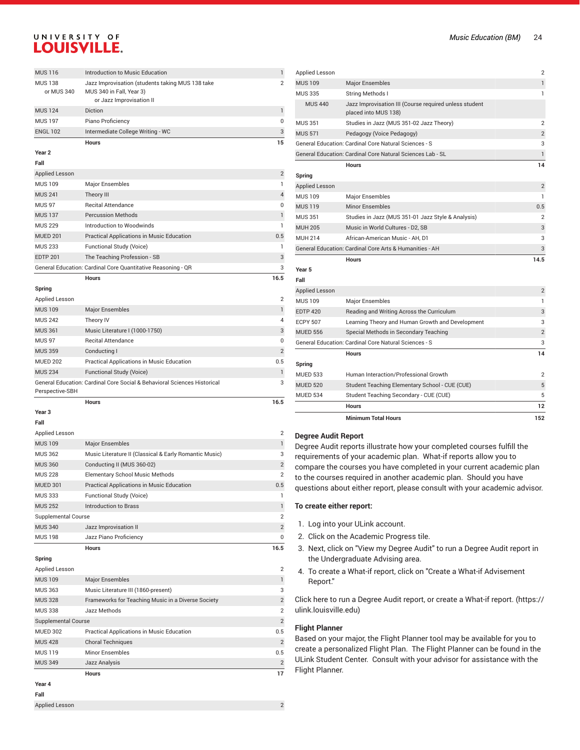| | | |
|---|---|---|
| MUS 116 | Introduction to Music Education | 1 |
| MUS 138 or MUS 340 | Jazz Improvisation (students taking MUS 138 take MUS 340 in Fall, Year 3) or Jazz Improvisation II | 2 |
| MUS 124 | Diction | 1 |
| MUS 197 | Piano Proficiency | 0 |
| ENGL 102 | Intermediate College Writing - WC | 3 |
| | **Hours** | **15** |
| **Year 2** | | |
| **Fall** | | |
| Applied Lesson | | 2 |
| MUS 109 | Major Ensembles | 1 |
| MUS 241 | Theory III | 4 |
| MUS 97 | Recital Attendance | 0 |
| MUS 137 | Percussion Methods | 1 |
| MUS 229 | Introduction to Woodwinds | 1 |
| MUED 201 | Practical Applications in Music Education | 0.5 |
| MUS 233 | Functional Study (Voice) | 1 |
| EDTP 201 | The Teaching Profession - SB | 3 |
| General Education: Cardinal Core Quantitative Reasoning - QR | | 3 |
| | **Hours** | **16.5** |
| **Spring** | | |
| Applied Lesson | | 2 |
| MUS 109 | Major Ensembles | 1 |
| MUS 242 | Theory IV | 4 |
| MUS 361 | Music Literature I (1000-1750) | 3 |
| MUS 97 | Recital Attendance | 0 |
| MUS 359 | Conducting I | 2 |
| MUED 202 | Practical Applications in Music Education | 0.5 |
| MUS 234 | Functional Study (Voice) | 1 |
| General Education: Cardinal Core Social & Behavioral Sciences Historical Perspective-SBH | | 3 |
| | **Hours** | **16.5** |
| **Year 3** | | |
| **Fall** | | |
| Applied Lesson | | 2 |
| MUS 109 | Major Ensembles | 1 |
| MUS 362 | Music Literature II (Classical & Early Romantic Music) | 3 |
| MUS 360 | Conducting II (MUS 360-02) | 2 |
| MUS 228 | Elementary School Music Methods | 2 |
| MUED 301 | Practical Applications in Music Education | 0.5 |
| MUS 333 | Functional Study (Voice) | 1 |
| MUS 252 | Introduction to Brass | 1 |
| Supplemental Course | | 2 |
| MUS 340 | Jazz Improvisation II | 2 |
| MUS 198 | Jazz Piano Proficiency | 0 |
| | **Hours** | **16.5** |
| **Spring** | | |
| Applied Lesson | | 2 |
| MUS 109 | Major Ensembles | 1 |
| MUS 363 | Music Literature III (1860-present) | 3 |
| MUS 328 | Frameworks for Teaching Music in a Diverse Society | 2 |
| MUS 338 | Jazz Methods | 2 |
| Supplemental Course | | 2 |
| MUED 302 | Practical Applications in Music Education | 0.5 |
| MUS 428 | Choral Techniques | 2 |
| MUS 119 | Minor Ensembles | 0.5 |
| MUS 349 | Jazz Analysis | 2 |
| | **Hours** | **17** |
| **Year 4** | | |
| **Fall** | | |
| Applied Lesson | | 2 |
| MUS 109 | Major Ensembles | 1 |
| MUS 335 | String Methods I | 1 |
| MUS 440 | Jazz Improvisation III (Course required unless student placed into MUS 138) | |
| MUS 351 | Studies in Jazz (MUS 351-02 Jazz Theory) | 2 |
| MUS 571 | Pedagogy (Voice Pedagogy) | 2 |
| General Education: Cardinal Core Natural Sciences - S | | 3 |
| General Education: Cardinal Core Natural Sciences Lab - SL | | 1 |
| | **Hours** | **14** |
| **Spring** | | |
| Applied Lesson | | 2 |
| MUS 109 | Major Ensembles | 1 |
| MUS 119 | Minor Ensembles | 0.5 |
| MUS 351 | Studies in Jazz (MUS 351-01 Jazz Style & Analysis) | 2 |
| MUH 205 | Music in World Cultures - D2, SB | 3 |
| MUH 214 | African-American Music - AH, D1 | 3 |
| General Education: Cardinal Core Arts & Humanities - AH | | 3 |
| | **Hours** | **14.5** |
| **Year 5** | | |
| **Fall** | | |
| Applied Lesson | | 2 |
| MUS 109 | Major Ensembles | 1 |
| EDTP 420 | Reading and Writing Across the Curriculum | 3 |
| ECPY 507 | Learning Theory and Human Growth and Development | 3 |
| MUED 556 | Special Methods in Secondary Teaching | 2 |
| General Education: Cardinal Core Natural Sciences - S | | 3 |
| | **Hours** | **14** |
| **Spring** | | |
| MUED 533 | Human Interaction/Professional Growth | 2 |
| MUED 520 | Student Teaching Elementary School - CUE (CUE) | 5 |
| MUED 534 | Student Teaching Secondary - CUE (CUE) | 5 |
| | **Hours** | **12** |
| | **Minimum Total Hours** | **152** |

## Degree Audit Report

Degree Audit reports illustrate how your completed courses fulfill the requirements of your academic plan. What-if reports allow you to compare the courses you have completed in your current academic plan to the courses required in another academic plan. Should you have questions about either report, please consult with your academic advisor.

**To create either report:**

1. Log into your ULink account.
2. Click on the Academic Progress tile.
3. Next, click on "View my Degree Audit" to run a Degree Audit report in the Undergraduate Advising area.
4. To create a What-if report, click on "Create a What-if Advisement Report."

Click here to run a Degree Audit report, or create a What-if report. (https://ulink.louisville.edu)

## Flight Planner

Based on your major, the Flight Planner tool may be available for you to create a personalized Flight Plan. The Flight Planner can be found in the ULink Student Center. Consult with your advisor for assistance with the Flight Planner.